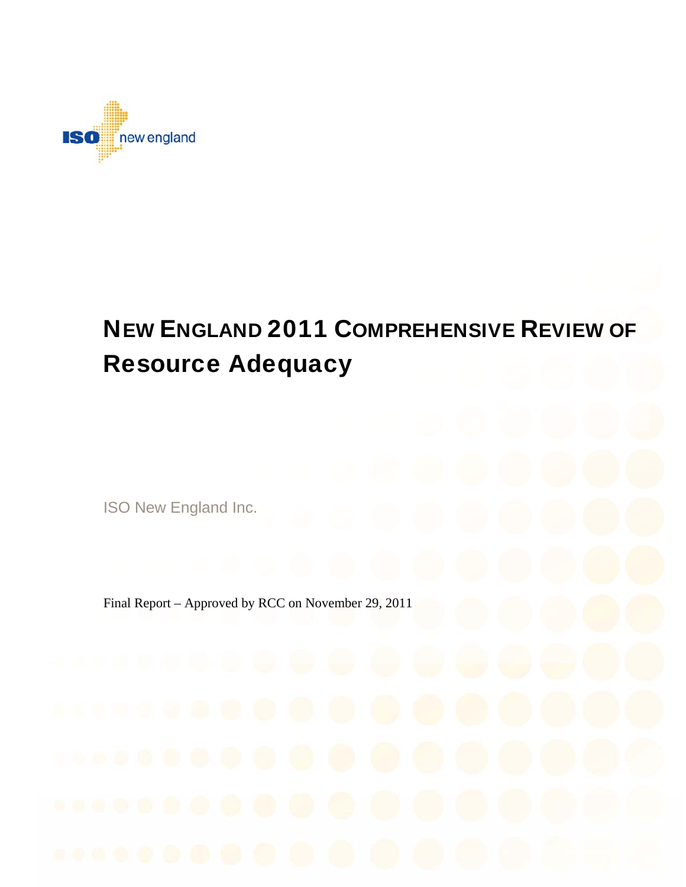# NEW ENGLAND 2011 COMPREHENSIVE REVIEW OF Resource Adequacy

ISO New England Inc.

Final Report – Approved by RCC on November 29, 2011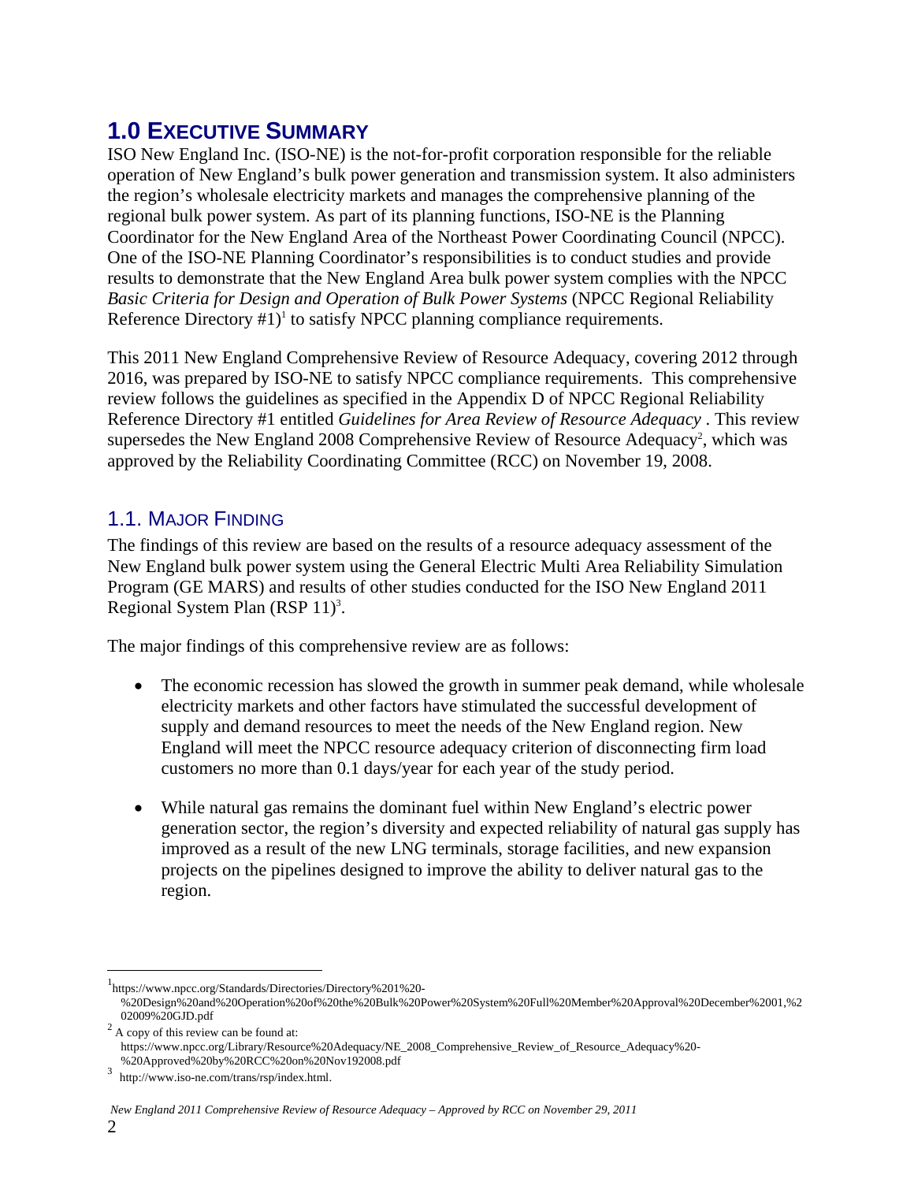# 1.0 EXECUTIVE SUMMARY

ISO New England Inc. (ISO-NE) is the not-for-profit corporation responsible for the reliable operation of New England's bulk power generation and transmission system. It also administers the region's wholesale electricity markets and manages the comprehensive planning of the regional bulk power system. As part of its planning functions, ISO-NE is the Planning Coordinator for the New England Area of the Northeast Power Coordinating Council (NPCC). One of the ISO-NE Planning Coordinator's responsibilities is to conduct studies and provide results to demonstrate that the New England Area bulk power system complies with the NPCC *Basic Criteria for Design and Operation of Bulk Power Systems* (NPCC Regional Reliability Reference Directory #1)[1] to satisfy NPCC planning compliance requirements.

This 2011 New England Comprehensive Review of Resource Adequacy, covering 2012 through 2016, was prepared by ISO-NE to satisfy NPCC compliance requirements. This comprehensive review follows the guidelines as specified in the Appendix D of NPCC Regional Reliability Reference Directory #1 entitled *Guidelines for Area Review of Resource Adequacy* . This review supersedes the New England 2008 Comprehensive Review of Resource Adequacy[2], which was approved by the Reliability Coordinating Committee (RCC) on November 19, 2008.

## 1.1. MAJOR FINDING

The findings of this review are based on the results of a resource adequacy assessment of the New England bulk power system using the General Electric Multi Area Reliability Simulation Program (GE MARS) and results of other studies conducted for the ISO New England 2011 Regional System Plan (RSP 11)[3].

The major findings of this comprehensive review are as follows:

- The economic recession has slowed the growth in summer peak demand, while wholesale electricity markets and other factors have stimulated the successful development of supply and demand resources to meet the needs of the New England region. New England will meet the NPCC resource adequacy criterion of disconnecting firm load customers no more than 0.1 days/year for each year of the study period.
- While natural gas remains the dominant fuel within New England's electric power generation sector, the region's diversity and expected reliability of natural gas supply has improved as a result of the new LNG terminals, storage facilities, and new expansion projects on the pipelines designed to improve the ability to deliver natural gas to the region.

---

[1] https://www.npcc.org/Standards/Directories/Directory%201%20-%20Design%20and%20Operation%20of%20the%20Bulk%20Power%20System%20Full%20Member%20Approval%20December%2001,%202009%20GJD.pdf

[2] A copy of this review can be found at: https://www.npcc.org/Library/Resource%20Adequacy/NE_2008_Comprehensive_Review_of_Resource_Adequacy%20-%20Approved%20by%20RCC%20on%20Nov192008.pdf

[3] http://www.iso-ne.com/trans/rsp/index.html.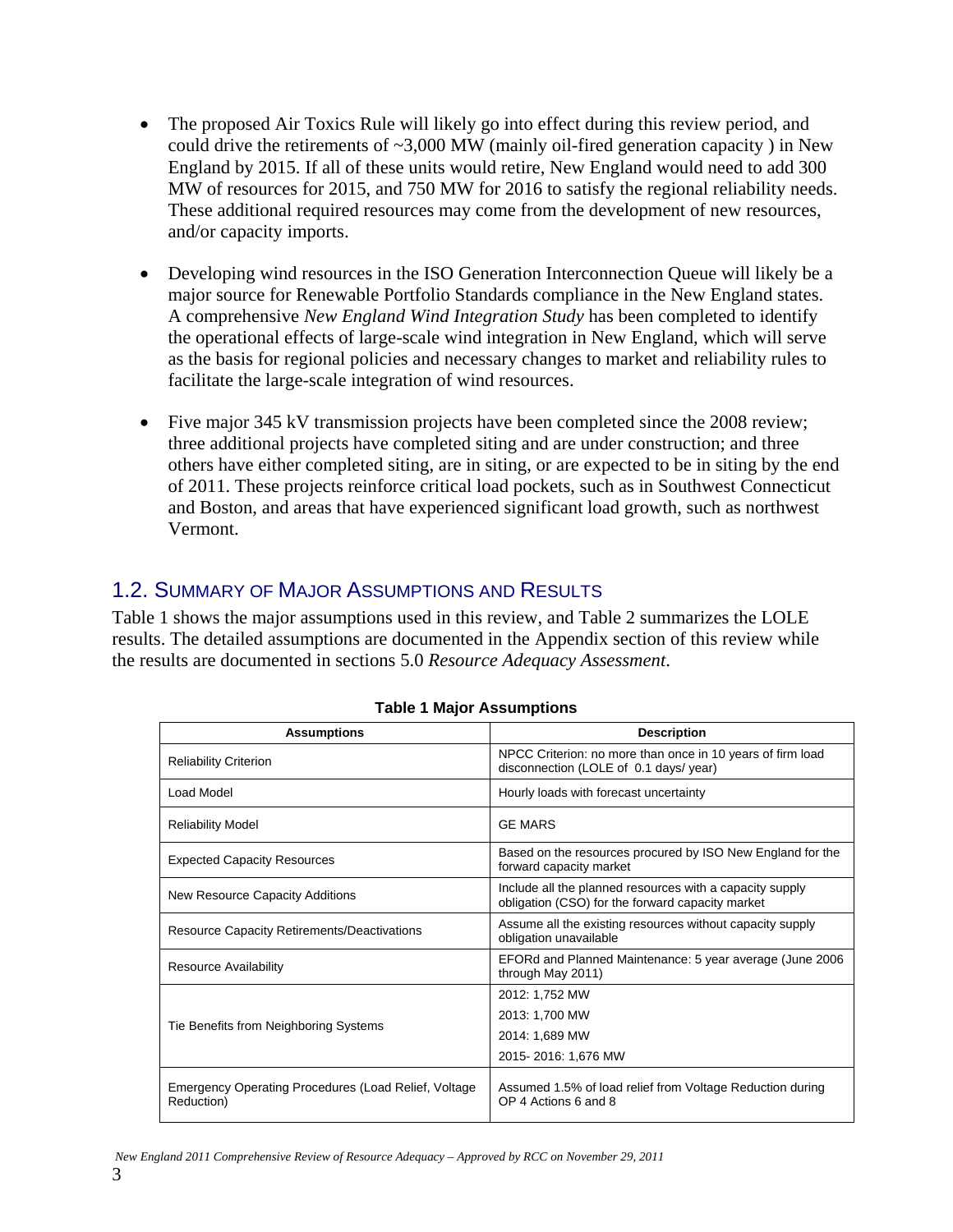- The proposed Air Toxics Rule will likely go into effect during this review period, and could drive the retirements of ~3,000 MW (mainly oil-fired generation capacity ) in New England by 2015. If all of these units would retire, New England would need to add 300 MW of resources for 2015, and 750 MW for 2016 to satisfy the regional reliability needs. These additional required resources may come from the development of new resources, and/or capacity imports.

- Developing wind resources in the ISO Generation Interconnection Queue will likely be a major source for Renewable Portfolio Standards compliance in the New England states. A comprehensive *New England Wind Integration Study* has been completed to identify the operational effects of large-scale wind integration in New England, which will serve as the basis for regional policies and necessary changes to market and reliability rules to facilitate the large-scale integration of wind resources.

- Five major 345 kV transmission projects have been completed since the 2008 review; three additional projects have completed siting and are under construction; and three others have either completed siting, are in siting, or are expected to be in siting by the end of 2011. These projects reinforce critical load pockets, such as in Southwest Connecticut and Boston, and areas that have experienced significant load growth, such as northwest Vermont.

## 1.2. Summary of Major Assumptions and Results

Table 1 shows the major assumptions used in this review, and Table 2 summarizes the LOLE results. The detailed assumptions are documented in the Appendix section of this review while the results are documented in sections 5.0 *Resource Adequacy Assessment*.

**Table 1 Major Assumptions**

| Assumptions | Description |
|---|---|
| Reliability Criterion | NPCC Criterion: no more than once in 10 years of firm load disconnection (LOLE of 0.1 days/ year) |
| Load Model | Hourly loads with forecast uncertainty |
| Reliability Model | GE MARS |
| Expected Capacity Resources | Based on the resources procured by ISO New England for the forward capacity market |
| New Resource Capacity Additions | Include all the planned resources with a capacity supply obligation (CSO) for the forward capacity market |
| Resource Capacity Retirements/Deactivations | Assume all the existing resources without capacity supply obligation unavailable |
| Resource Availability | EFORd and Planned Maintenance: 5 year average (June 2006 through May 2011) |
| Tie Benefits from Neighboring Systems | 2012: 1,752 MW<br>2013: 1,700 MW<br>2014: 1,689 MW<br>2015- 2016: 1,676 MW |
| Emergency Operating Procedures (Load Relief, Voltage Reduction) | Assumed 1.5% of load relief from Voltage Reduction during OP 4 Actions 6 and 8 |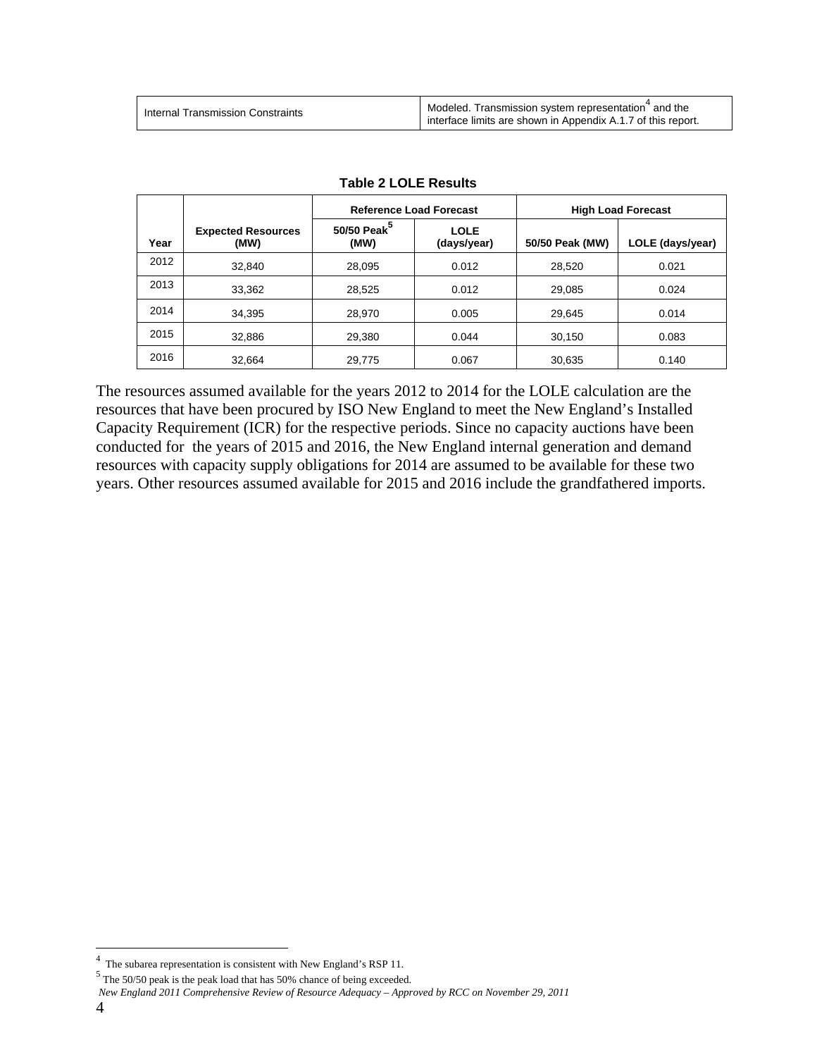| Internal Transmission Constraints | Modeled. Transmission system representation[4] and the interface limits are shown in Appendix A.1.7 of this report. |
|---|---|

**Table 2 LOLE Results**

| Year | Expected Resources (MW) | Reference Load Forecast | | High Load Forecast | |
|---|---|---|---|---|---|
| | | 50/50 Peak[5] (MW) | LOLE (days/year) | 50/50 Peak (MW) | LOLE (days/year) |
| 2012 | 32,840 | 28,095 | 0.012 | 28,520 | 0.021 |
| 2013 | 33,362 | 28,525 | 0.012 | 29,085 | 0.024 |
| 2014 | 34,395 | 28,970 | 0.005 | 29,645 | 0.014 |
| 2015 | 32,886 | 29,380 | 0.044 | 30,150 | 0.083 |
| 2016 | 32,664 | 29,775 | 0.067 | 30,635 | 0.140 |

The resources assumed available for the years 2012 to 2014 for the LOLE calculation are the resources that have been procured by ISO New England to meet the New England's Installed Capacity Requirement (ICR) for the respective periods. Since no capacity auctions have been conducted for the years of 2015 and 2016, the New England internal generation and demand resources with capacity supply obligations for 2014 are assumed to be available for these two years. Other resources assumed available for 2015 and 2016 include the grandfathered imports.

---

[4] The subarea representation is consistent with New England's RSP 11.

[5] The 50/50 peak is the peak load that has 50% chance of being exceeded.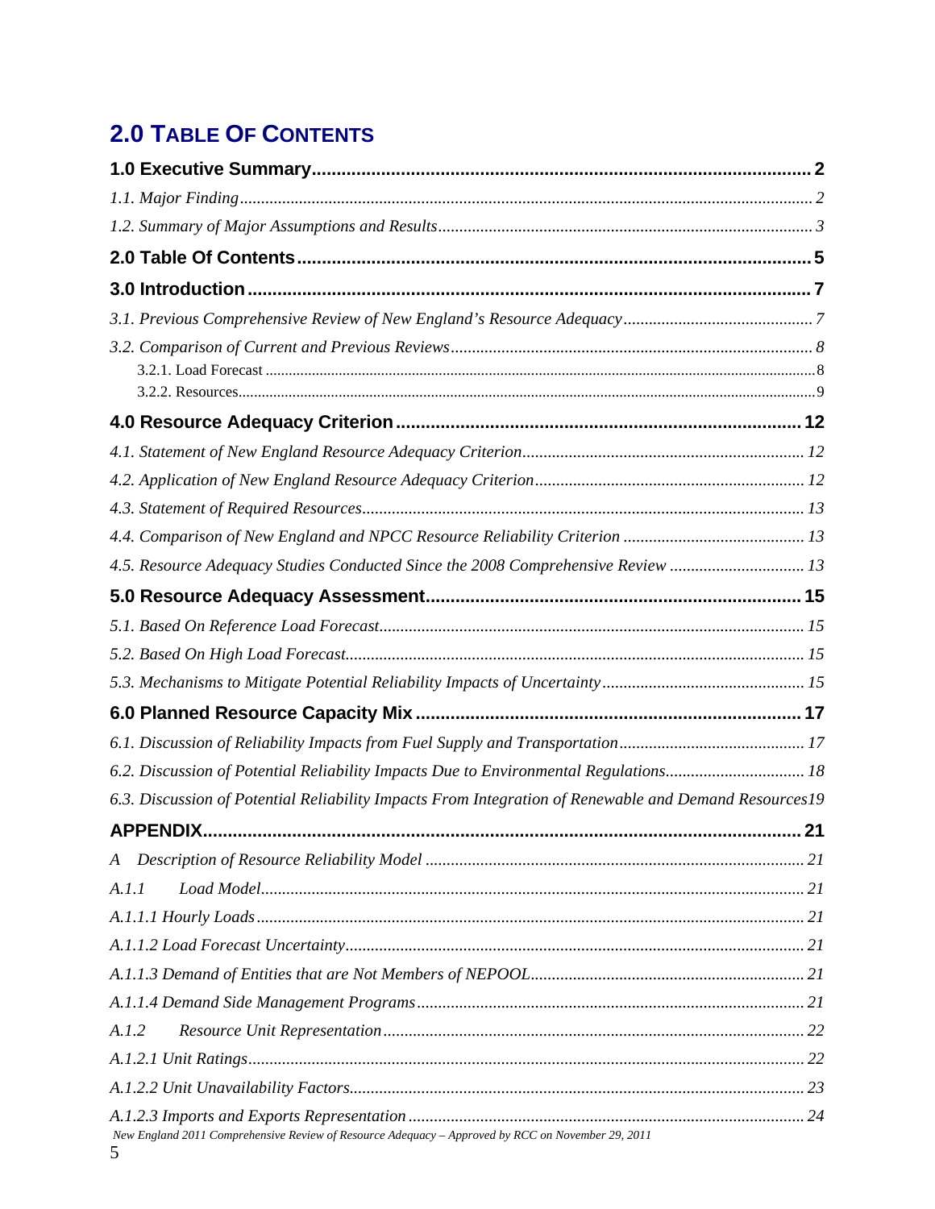# 2.0 Table Of Contents

**1.0 Executive Summary** .......... **2**

*1.1. Major Finding* .......... *2*

*1.2. Summary of Major Assumptions and Results* .......... *3*

**2.0 Table Of Contents** .......... **5**

**3.0 Introduction** .......... **7**

*3.1. Previous Comprehensive Review of New England's Resource Adequacy* .......... *7*

*3.2. Comparison of Current and Previous Reviews* .......... *8*

3.2.1. Load Forecast .......... 8

3.2.2. Resources .......... 9

**4.0 Resource Adequacy Criterion** .......... **12**

*4.1. Statement of New England Resource Adequacy Criterion* .......... *12*

*4.2. Application of New England Resource Adequacy Criterion* .......... *12*

*4.3. Statement of Required Resources* .......... *13*

*4.4. Comparison of New England and NPCC Resource Reliability Criterion* .......... *13*

*4.5. Resource Adequacy Studies Conducted Since the 2008 Comprehensive Review* .......... *13*

**5.0 Resource Adequacy Assessment** .......... **15**

*5.1. Based On Reference Load Forecast* .......... *15*

*5.2. Based On High Load Forecast* .......... *15*

*5.3. Mechanisms to Mitigate Potential Reliability Impacts of Uncertainty* .......... *15*

**6.0 Planned Resource Capacity Mix** .......... **17**

*6.1. Discussion of Reliability Impacts from Fuel Supply and Transportation* .......... *17*

*6.2. Discussion of Potential Reliability Impacts Due to Environmental Regulations* .......... *18*

*6.3. Discussion of Potential Reliability Impacts From Integration of Renewable and Demand Resources* .......... *19*

**APPENDIX** .......... **21**

*A Description of Resource Reliability Model* .......... *21*

*A.1.1 Load Model* .......... *21*

*A.1.1.1 Hourly Loads* .......... *21*

*A.1.1.2 Load Forecast Uncertainty* .......... *21*

*A.1.1.3 Demand of Entities that are Not Members of NEPOOL* .......... *21*

*A.1.1.4 Demand Side Management Programs* .......... *21*

*A.1.2 Resource Unit Representation* .......... *22*

*A.1.2.1 Unit Ratings* .......... *22*

*A.1.2.2 Unit Unavailability Factors* .......... *23*

*A.1.2.3 Imports and Exports Representation* .......... *24*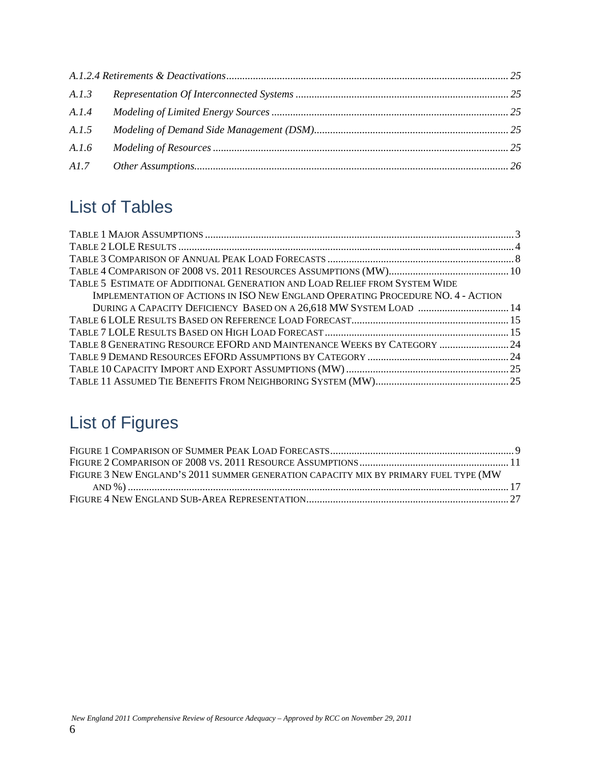*A.1.2.4 Retirements & Deactivations* ........................................................ 25

*A.1.3 Representation Of Interconnected Systems* ........................................................ 25

*A.1.4 Modeling of Limited Energy Sources* ........................................................ 25

*A.1.5 Modeling of Demand Side Management (DSM)* ........................................................ 25

*A.1.6 Modeling of Resources* ........................................................ 25

*A1.7 Other Assumptions* ........................................................ 26

## List of Tables

TABLE 1 MAJOR ASSUMPTIONS ........................................................ 3
TABLE 2 LOLE RESULTS ........................................................ 4
TABLE 3 COMPARISON OF ANNUAL PEAK LOAD FORECASTS ........................................................ 8
TABLE 4 COMPARISON OF 2008 VS. 2011 RESOURCES ASSUMPTIONS (MW) ........................................................ 10
TABLE 5 ESTIMATE OF ADDITIONAL GENERATION AND LOAD RELIEF FROM SYSTEM WIDE IMPLEMENTATION OF ACTIONS IN ISO NEW ENGLAND OPERATING PROCEDURE NO. 4 - ACTION DURING A CAPACITY DEFICIENCY BASED ON A 26,618 MW SYSTEM LOAD ........................................................ 14
TABLE 6 LOLE RESULTS BASED ON REFERENCE LOAD FORECAST ........................................................ 15
TABLE 7 LOLE RESULTS BASED ON HIGH LOAD FORECAST ........................................................ 15
TABLE 8 GENERATING RESOURCE EFORD AND MAINTENANCE WEEKS BY CATEGORY ........................................................ 24
TABLE 9 DEMAND RESOURCES EFORD ASSUMPTIONS BY CATEGORY ........................................................ 24
TABLE 10 CAPACITY IMPORT AND EXPORT ASSUMPTIONS (MW) ........................................................ 25
TABLE 11 ASSUMED TIE BENEFITS FROM NEIGHBORING SYSTEM (MW) ........................................................ 25

## List of Figures

FIGURE 1 COMPARISON OF SUMMER PEAK LOAD FORECASTS ........................................................ 9
FIGURE 2 COMPARISON OF 2008 VS. 2011 RESOURCE ASSUMPTIONS ........................................................ 11
FIGURE 3 NEW ENGLAND'S 2011 SUMMER GENERATION CAPACITY MIX BY PRIMARY FUEL TYPE (MW AND %) ........................................................ 17
FIGURE 4 NEW ENGLAND SUB-AREA REPRESENTATION ........................................................ 27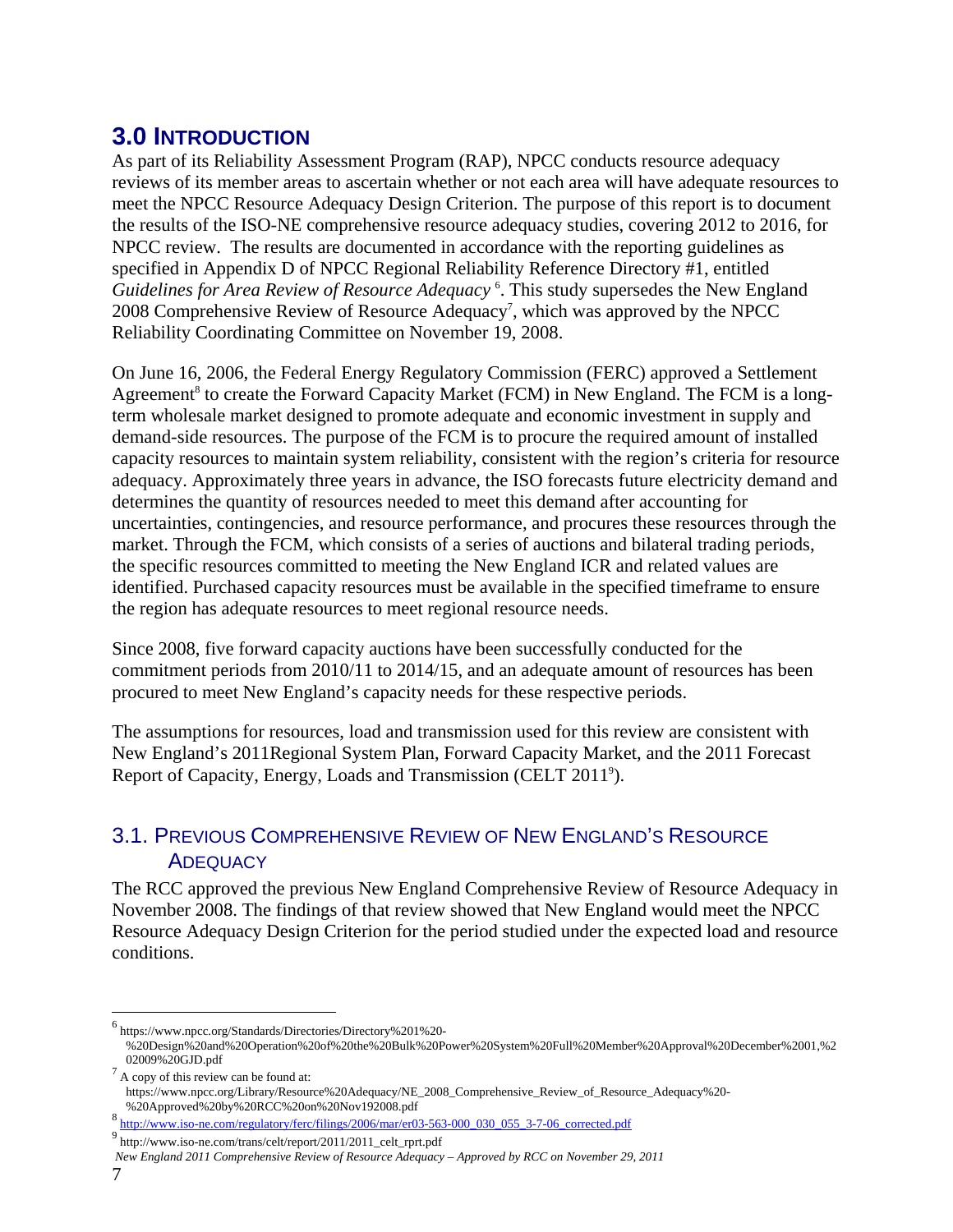# 3.0 INTRODUCTION

As part of its Reliability Assessment Program (RAP), NPCC conducts resource adequacy reviews of its member areas to ascertain whether or not each area will have adequate resources to meet the NPCC Resource Adequacy Design Criterion. The purpose of this report is to document the results of the ISO-NE comprehensive resource adequacy studies, covering 2012 to 2016, for NPCC review. The results are documented in accordance with the reporting guidelines as specified in Appendix D of NPCC Regional Reliability Reference Directory #1, entitled *Guidelines for Area Review of Resource Adequacy* [6]. This study supersedes the New England 2008 Comprehensive Review of Resource Adequacy[7], which was approved by the NPCC Reliability Coordinating Committee on November 19, 2008.

On June 16, 2006, the Federal Energy Regulatory Commission (FERC) approved a Settlement Agreement[8] to create the Forward Capacity Market (FCM) in New England. The FCM is a long-term wholesale market designed to promote adequate and economic investment in supply and demand-side resources. The purpose of the FCM is to procure the required amount of installed capacity resources to maintain system reliability, consistent with the region's criteria for resource adequacy. Approximately three years in advance, the ISO forecasts future electricity demand and determines the quantity of resources needed to meet this demand after accounting for uncertainties, contingencies, and resource performance, and procures these resources through the market. Through the FCM, which consists of a series of auctions and bilateral trading periods, the specific resources committed to meeting the New England ICR and related values are identified. Purchased capacity resources must be available in the specified timeframe to ensure the region has adequate resources to meet regional resource needs.

Since 2008, five forward capacity auctions have been successfully conducted for the commitment periods from 2010/11 to 2014/15, and an adequate amount of resources has been procured to meet New England's capacity needs for these respective periods.

The assumptions for resources, load and transmission used for this review are consistent with New England's 2011Regional System Plan, Forward Capacity Market, and the 2011 Forecast Report of Capacity, Energy, Loads and Transmission (CELT 2011[9]).

## 3.1. PREVIOUS COMPREHENSIVE REVIEW OF NEW ENGLAND'S RESOURCE ADEQUACY

The RCC approved the previous New England Comprehensive Review of Resource Adequacy in November 2008. The findings of that review showed that New England would meet the NPCC Resource Adequacy Design Criterion for the period studied under the expected load and resource conditions.

---

[6] https://www.npcc.org/Standards/Directories/Directory%201%20-%20Design%20and%20Operation%20of%20the%20Bulk%20Power%20System%20Full%20Member%20Approval%20December%2001,%202009%20GJD.pdf

[7] A copy of this review can be found at: https://www.npcc.org/Library/Resource%20Adequacy/NE_2008_Comprehensive_Review_of_Resource_Adequacy%20-%20Approved%20by%20RCC%20on%20Nov192008.pdf

[8] http://www.iso-ne.com/regulatory/ferc/filings/2006/mar/er03-563-000_030_055_3-7-06_corrected.pdf

[9] http://www.iso-ne.com/trans/celt/report/2011/2011_celt_rprt.pdf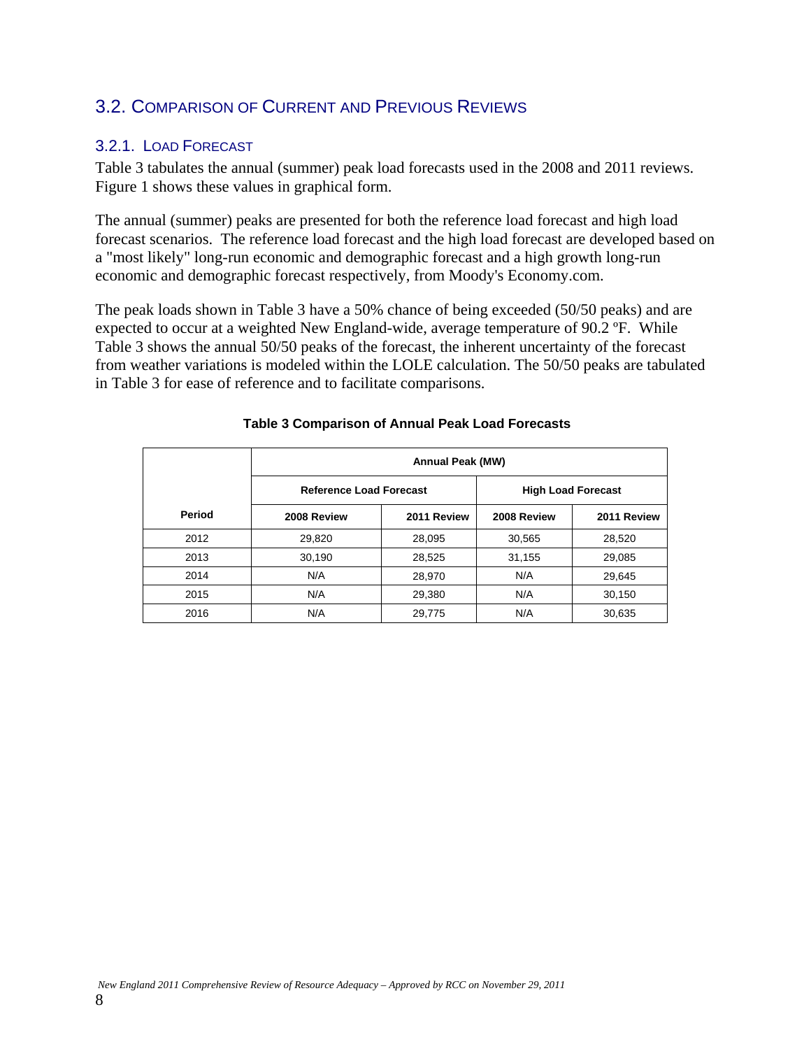## 3.2. Comparison of Current and Previous Reviews

### 3.2.1. Load Forecast

Table 3 tabulates the annual (summer) peak load forecasts used in the 2008 and 2011 reviews. Figure 1 shows these values in graphical form.

The annual (summer) peaks are presented for both the reference load forecast and high load forecast scenarios. The reference load forecast and the high load forecast are developed based on a "most likely" long-run economic and demographic forecast and a high growth long-run economic and demographic forecast respectively, from Moody's Economy.com.

The peak loads shown in Table 3 have a 50% chance of being exceeded (50/50 peaks) and are expected to occur at a weighted New England-wide, average temperature of 90.2 ºF. While Table 3 shows the annual 50/50 peaks of the forecast, the inherent uncertainty of the forecast from weather variations is modeled within the LOLE calculation. The 50/50 peaks are tabulated in Table 3 for ease of reference and to facilitate comparisons.

**Table 3 Comparison of Annual Peak Load Forecasts**

| | Annual Peak (MW) | | | |
|---|---|---|---|---|
| | Reference Load Forecast | | High Load Forecast | |
| Period | 2008 Review | 2011 Review | 2008 Review | 2011 Review |
| 2012 | 29,820 | 28,095 | 30,565 | 28,520 |
| 2013 | 30,190 | 28,525 | 31,155 | 29,085 |
| 2014 | N/A | 28,970 | N/A | 29,645 |
| 2015 | N/A | 29,380 | N/A | 30,150 |
| 2016 | N/A | 29,775 | N/A | 30,635 |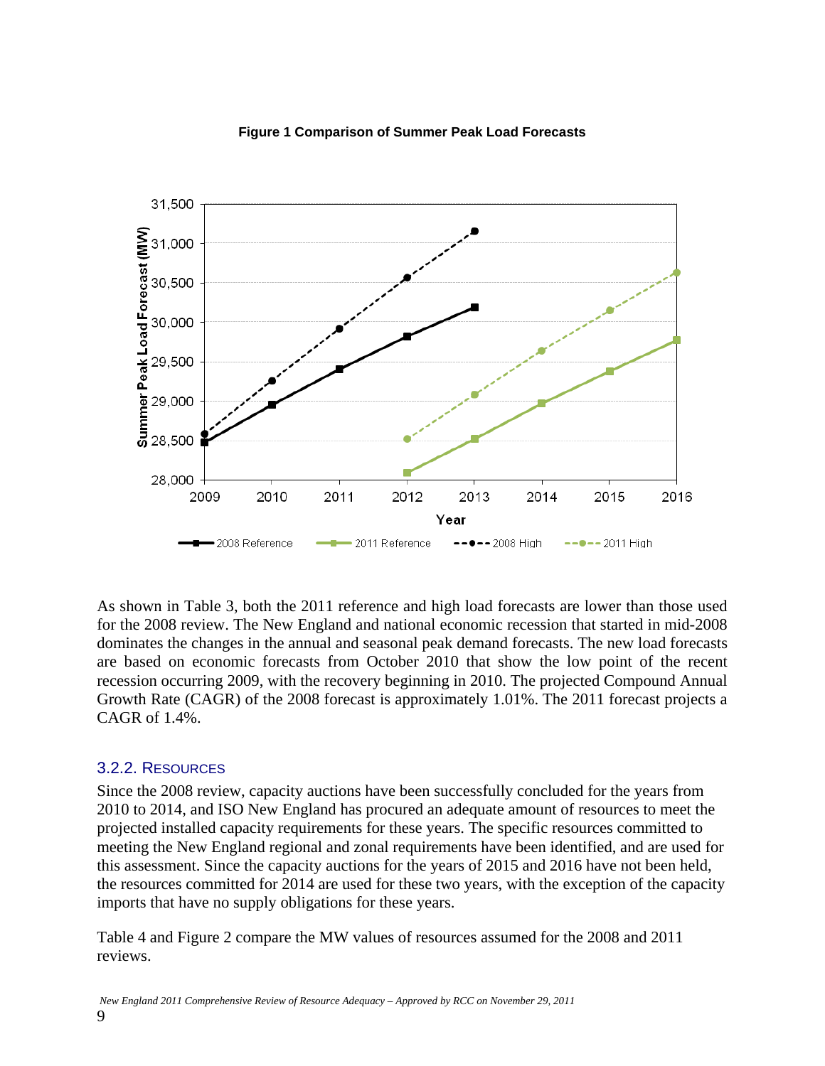**Figure 1 Comparison of Summer Peak Load Forecasts**

As shown in Table 3, both the 2011 reference and high load forecasts are lower than those used for the 2008 review. The New England and national economic recession that started in mid-2008 dominates the changes in the annual and seasonal peak demand forecasts. The new load forecasts are based on economic forecasts from October 2010 that show the low point of the recent recession occurring 2009, with the recovery beginning in 2010. The projected Compound Annual Growth Rate (CAGR) of the 2008 forecast is approximately 1.01%. The 2011 forecast projects a CAGR of 1.4%.

### 3.2.2. Resources

Since the 2008 review, capacity auctions have been successfully concluded for the years from 2010 to 2014, and ISO New England has procured an adequate amount of resources to meet the projected installed capacity requirements for these years. The specific resources committed to meeting the New England regional and zonal requirements have been identified, and are used for this assessment. Since the capacity auctions for the years of 2015 and 2016 have not been held, the resources committed for 2014 are used for these two years, with the exception of the capacity imports that have no supply obligations for these years.

Table 4 and Figure 2 compare the MW values of resources assumed for the 2008 and 2011 reviews.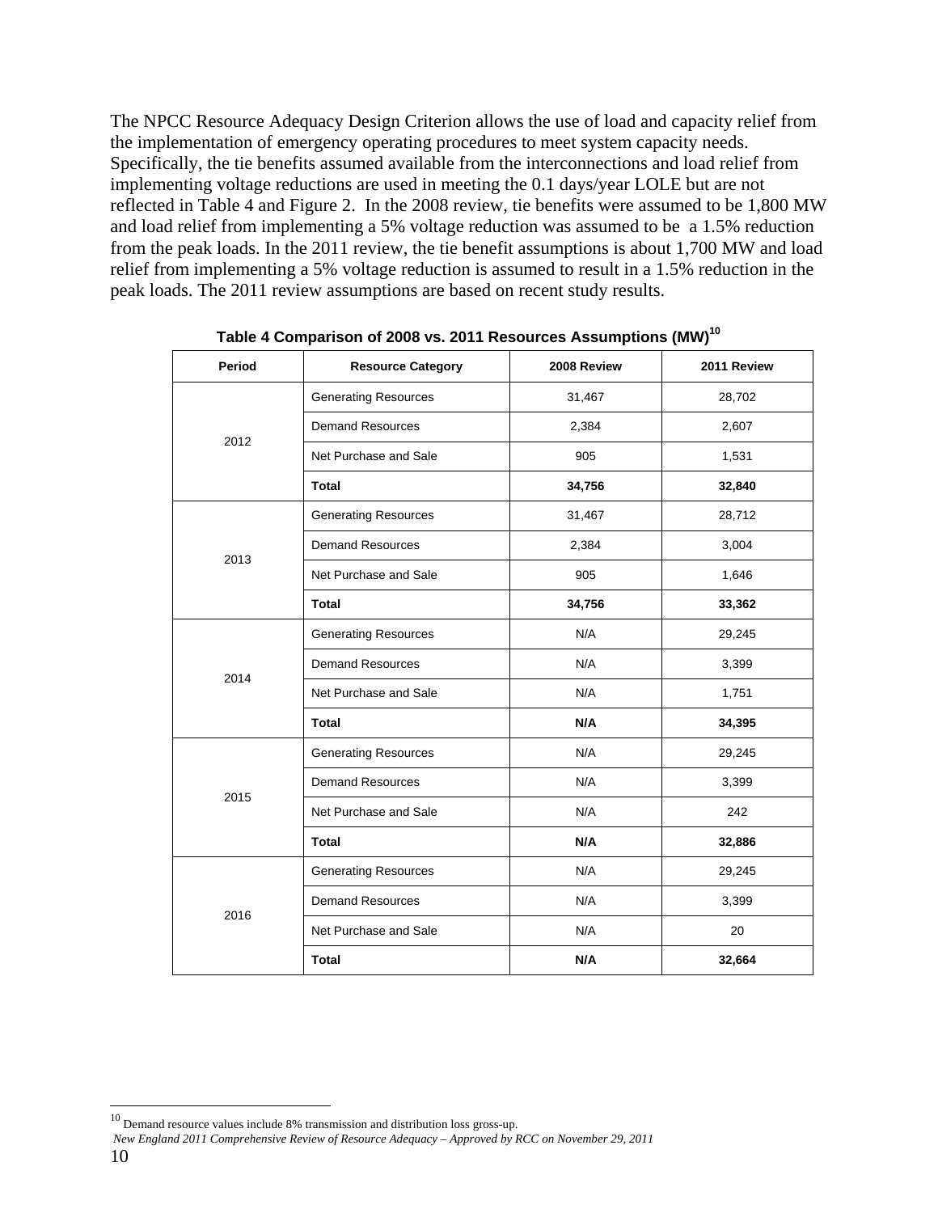The NPCC Resource Adequacy Design Criterion allows the use of load and capacity relief from the implementation of emergency operating procedures to meet system capacity needs. Specifically, the tie benefits assumed available from the interconnections and load relief from implementing voltage reductions are used in meeting the 0.1 days/year LOLE but are not reflected in Table 4 and Figure 2. In the 2008 review, tie benefits were assumed to be 1,800 MW and load relief from implementing a 5% voltage reduction was assumed to be a 1.5% reduction from the peak loads. In the 2011 review, the tie benefit assumptions is about 1,700 MW and load relief from implementing a 5% voltage reduction is assumed to result in a 1.5% reduction in the peak loads. The 2011 review assumptions are based on recent study results.

**Table 4 Comparison of 2008 vs. 2011 Resources Assumptions (MW)[10]**

| Period | Resource Category | 2008 Review | 2011 Review |
|---|---|---|---|
| 2012 | Generating Resources | 31,467 | 28,702 |
| | Demand Resources | 2,384 | 2,607 |
| | Net Purchase and Sale | 905 | 1,531 |
| | **Total** | **34,756** | **32,840** |
| 2013 | Generating Resources | 31,467 | 28,712 |
| | Demand Resources | 2,384 | 3,004 |
| | Net Purchase and Sale | 905 | 1,646 |
| | **Total** | **34,756** | **33,362** |
| 2014 | Generating Resources | N/A | 29,245 |
| | Demand Resources | N/A | 3,399 |
| | Net Purchase and Sale | N/A | 1,751 |
| | **Total** | **N/A** | **34,395** |
| 2015 | Generating Resources | N/A | 29,245 |
| | Demand Resources | N/A | 3,399 |
| | Net Purchase and Sale | N/A | 242 |
| | **Total** | **N/A** | **32,886** |
| 2016 | Generating Resources | N/A | 29,245 |
| | Demand Resources | N/A | 3,399 |
| | Net Purchase and Sale | N/A | 20 |
| | **Total** | **N/A** | **32,664** |

[10] Demand resource values include 8% transmission and distribution loss gross-up.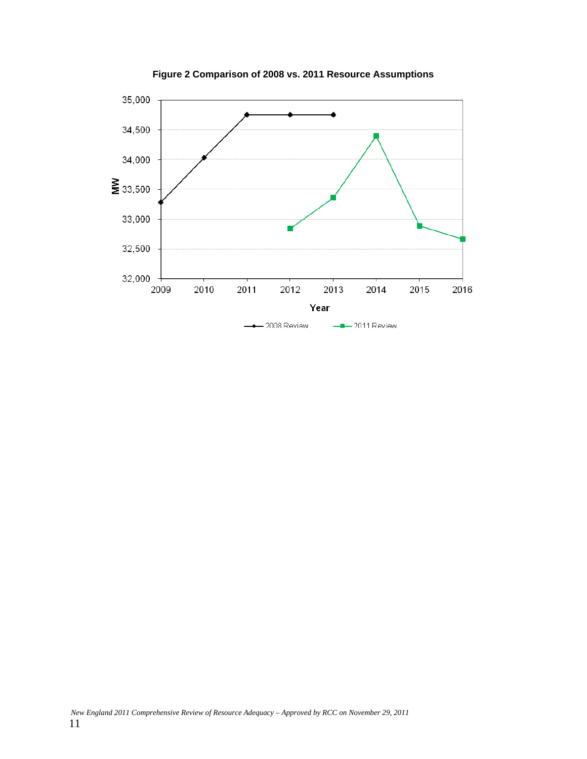**Figure 2 Comparison of 2008 vs. 2011 Resource Assumptions**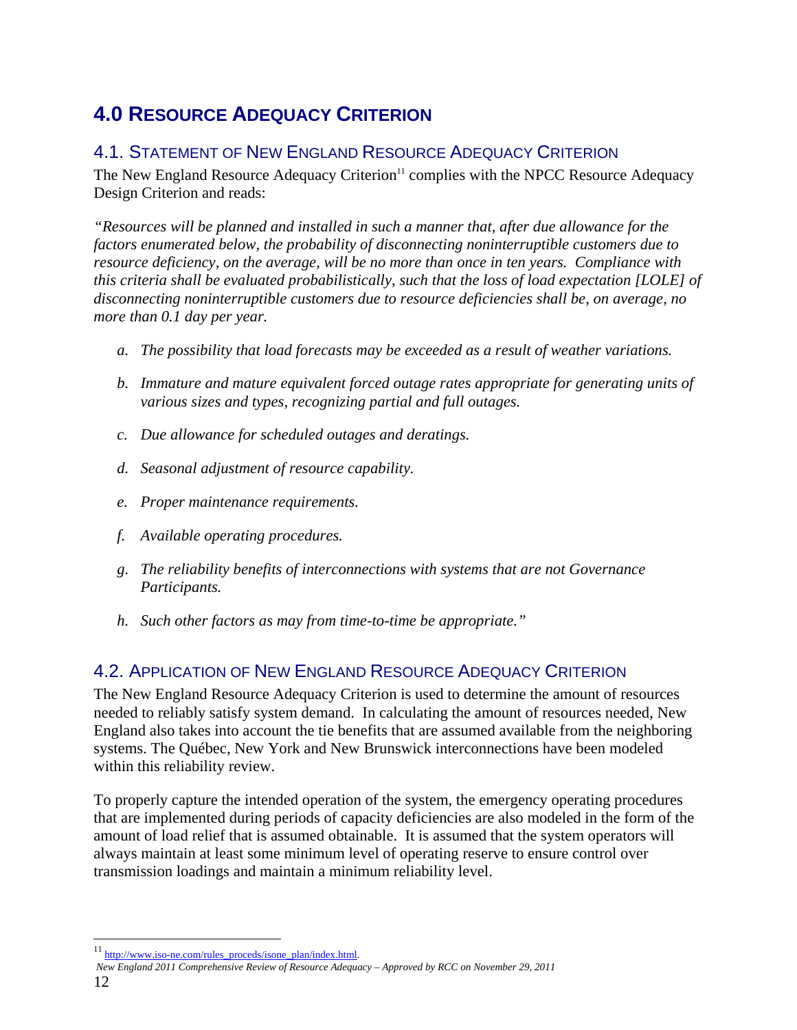# 4.0 RESOURCE ADEQUACY CRITERION

## 4.1. STATEMENT OF NEW ENGLAND RESOURCE ADEQUACY CRITERION

The New England Resource Adequacy Criterion[11] complies with the NPCC Resource Adequacy Design Criterion and reads:

*"Resources will be planned and installed in such a manner that, after due allowance for the factors enumerated below, the probability of disconnecting noninterruptible customers due to resource deficiency, on the average, will be no more than once in ten years. Compliance with this criteria shall be evaluated probabilistically, such that the loss of load expectation [LOLE] of disconnecting noninterruptible customers due to resource deficiencies shall be, on average, no more than 0.1 day per year.*

*a. The possibility that load forecasts may be exceeded as a result of weather variations.*

*b. Immature and mature equivalent forced outage rates appropriate for generating units of various sizes and types, recognizing partial and full outages.*

*c. Due allowance for scheduled outages and deratings.*

*d. Seasonal adjustment of resource capability.*

*e. Proper maintenance requirements.*

*f. Available operating procedures.*

*g. The reliability benefits of interconnections with systems that are not Governance Participants.*

*h. Such other factors as may from time-to-time be appropriate."*

## 4.2. APPLICATION OF NEW ENGLAND RESOURCE ADEQUACY CRITERION

The New England Resource Adequacy Criterion is used to determine the amount of resources needed to reliably satisfy system demand. In calculating the amount of resources needed, New England also takes into account the tie benefits that are assumed available from the neighboring systems. The Québec, New York and New Brunswick interconnections have been modeled within this reliability review.

To properly capture the intended operation of the system, the emergency operating procedures that are implemented during periods of capacity deficiencies are also modeled in the form of the amount of load relief that is assumed obtainable. It is assumed that the system operators will always maintain at least some minimum level of operating reserve to ensure control over transmission loadings and maintain a minimum reliability level.

[11] http://www.iso-ne.com/rules_proceds/isone_plan/index.html.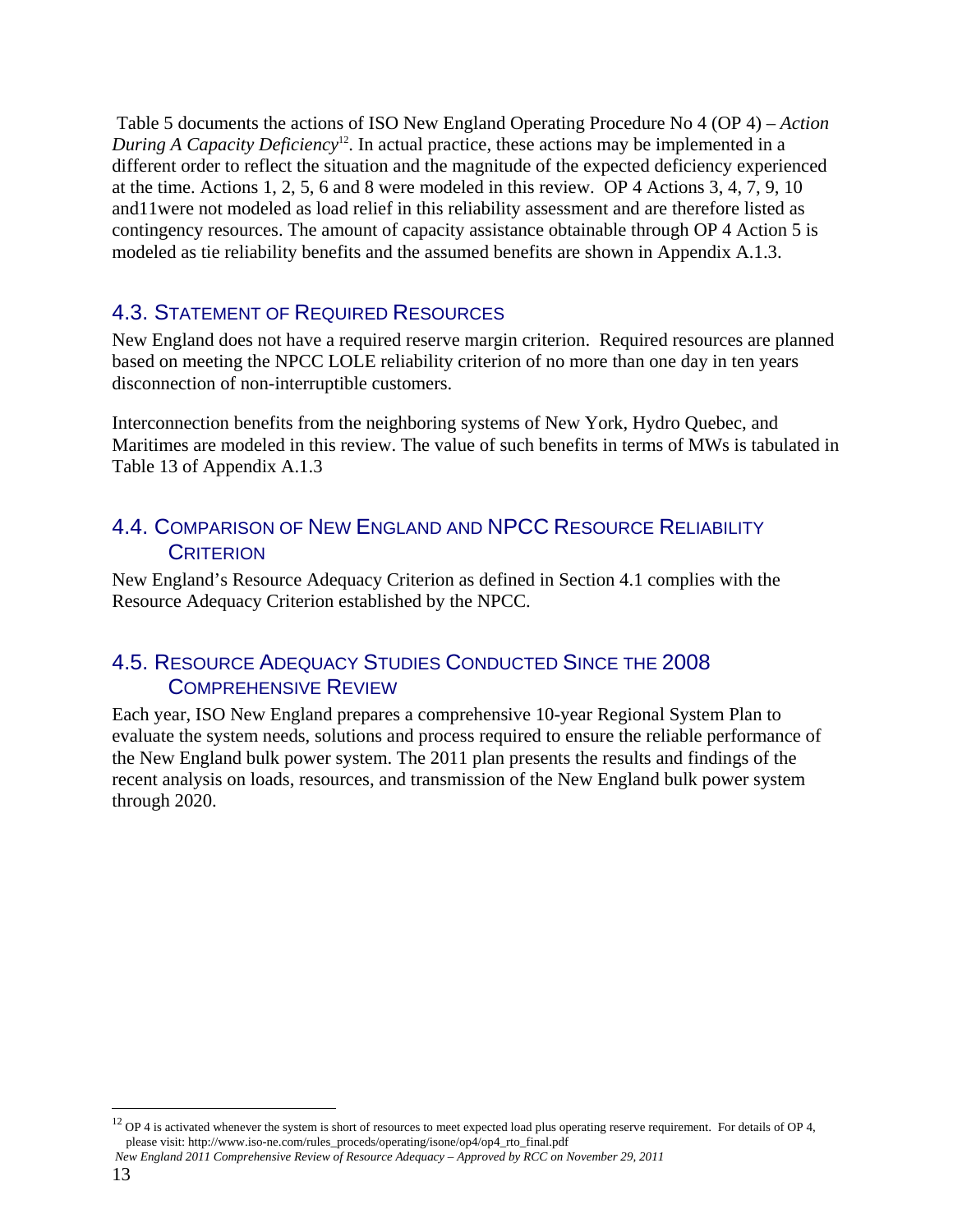Table 5 documents the actions of ISO New England Operating Procedure No 4 (OP 4) – *Action During A Capacity Deficiency*[12]. In actual practice, these actions may be implemented in a different order to reflect the situation and the magnitude of the expected deficiency experienced at the time. Actions 1, 2, 5, 6 and 8 were modeled in this review. OP 4 Actions 3, 4, 7, 9, 10 and11were not modeled as load relief in this reliability assessment and are therefore listed as contingency resources. The amount of capacity assistance obtainable through OP 4 Action 5 is modeled as tie reliability benefits and the assumed benefits are shown in Appendix A.1.3.

## 4.3. Statement of Required Resources

New England does not have a required reserve margin criterion. Required resources are planned based on meeting the NPCC LOLE reliability criterion of no more than one day in ten years disconnection of non-interruptible customers.

Interconnection benefits from the neighboring systems of New York, Hydro Quebec, and Maritimes are modeled in this review. The value of such benefits in terms of MWs is tabulated in Table 13 of Appendix A.1.3

## 4.4. Comparison of New England and NPCC Resource Reliability Criterion

New England's Resource Adequacy Criterion as defined in Section 4.1 complies with the Resource Adequacy Criterion established by the NPCC.

## 4.5. Resource Adequacy Studies Conducted Since the 2008 Comprehensive Review

Each year, ISO New England prepares a comprehensive 10-year Regional System Plan to evaluate the system needs, solutions and process required to ensure the reliable performance of the New England bulk power system. The 2011 plan presents the results and findings of the recent analysis on loads, resources, and transmission of the New England bulk power system through 2020.

---

[12] OP 4 is activated whenever the system is short of resources to meet expected load plus operating reserve requirement. For details of OP 4, please visit: http://www.iso-ne.com/rules_proceds/operating/isone/op4/op4_rto_final.pdf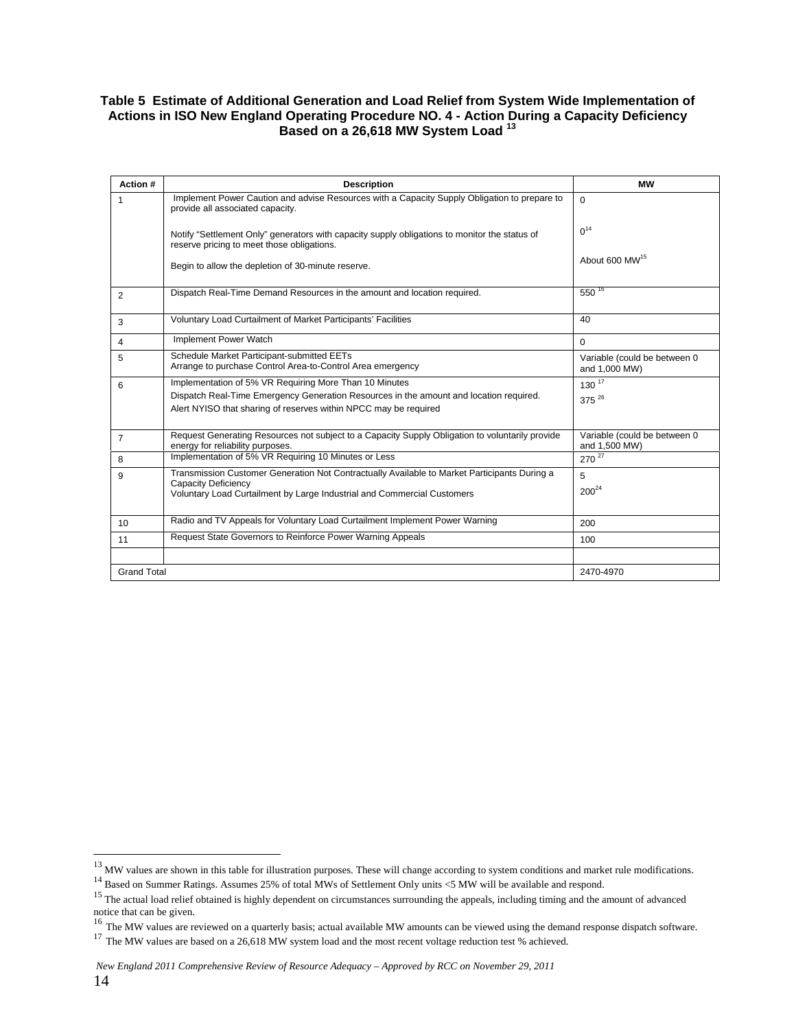**Table 5 Estimate of Additional Generation and Load Relief from System Wide Implementation of Actions in ISO New England Operating Procedure NO. 4 - Action During a Capacity Deficiency Based on a 26,618 MW System Load [13]**

| Action # | Description | MW |
|---|---|---|
| 1 | Implement Power Caution and advise Resources with a Capacity Supply Obligation to prepare to provide all associated capacity.<br><br>Notify "Settlement Only" generators with capacity supply obligations to monitor the status of reserve pricing to meet those obligations.<br><br>Begin to allow the depletion of 30-minute reserve. | 0<br><br>0[14]<br><br>About 600 MW[15] |
| 2 | Dispatch Real-Time Demand Resources in the amount and location required. | 550 [16] |
| 3 | Voluntary Load Curtailment of Market Participants' Facilities | 40 |
| 4 | Implement Power Watch | 0 |
| 5 | Schedule Market Participant-submitted EETs<br>Arrange to purchase Control Area-to-Control Area emergency | Variable (could be between 0 and 1,000 MW) |
| 6 | Implementation of 5% VR Requiring More Than 10 Minutes<br>Dispatch Real-Time Emergency Generation Resources in the amount and location required.<br>Alert NYISO that sharing of reserves within NPCC may be required | 130 [17]<br>375 [26] |
| 7 | Request Generating Resources not subject to a Capacity Supply Obligation to voluntarily provide energy for reliability purposes. | Variable (could be between 0 and 1,500 MW) |
| 8 | Implementation of 5% VR Requiring 10 Minutes or Less | 270 [27] |
| 9 | Transmission Customer Generation Not Contractually Available to Market Participants During a Capacity Deficiency<br>Voluntary Load Curtailment by Large Industrial and Commercial Customers | 5<br>200[24] |
| 10 | Radio and TV Appeals for Voluntary Load Curtailment Implement Power Warning | 200 |
| 11 | Request State Governors to Reinforce Power Warning Appeals | 100 |
| | | |
| Grand Total | | 2470-4970 |

[13] MW values are shown in this table for illustration purposes. These will change according to system conditions and market rule modifications.

[14] Based on Summer Ratings. Assumes 25% of total MWs of Settlement Only units <5 MW will be available and respond.

[15] The actual load relief obtained is highly dependent on circumstances surrounding the appeals, including timing and the amount of advanced notice that can be given.

[16] The MW values are reviewed on a quarterly basis; actual available MW amounts can be viewed using the demand response dispatch software.

[17] The MW values are based on a 26,618 MW system load and the most recent voltage reduction test % achieved.

*New England 2011 Comprehensive Review of Resource Adequacy – Approved by RCC on November 29, 2011*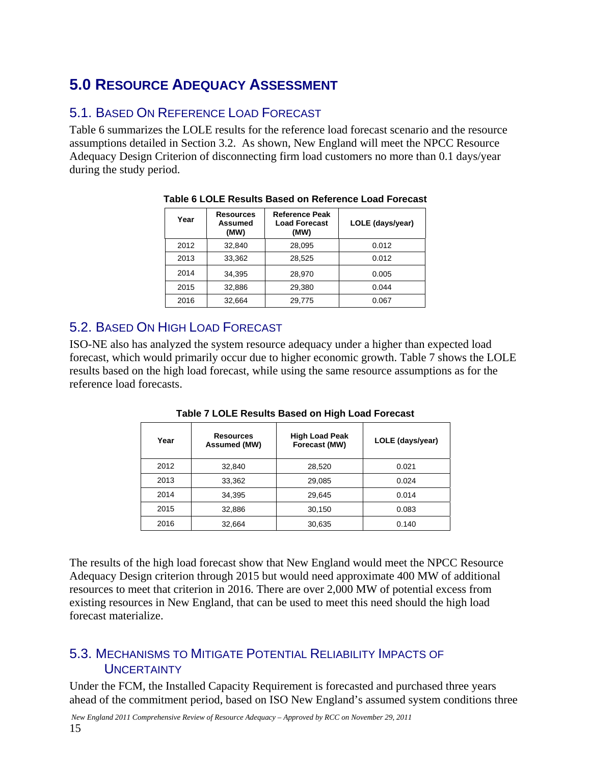# 5.0 Resource Adequacy Assessment

## 5.1. Based On Reference Load Forecast

Table 6 summarizes the LOLE results for the reference load forecast scenario and the resource assumptions detailed in Section 3.2. As shown, New England will meet the NPCC Resource Adequacy Design Criterion of disconnecting firm load customers no more than 0.1 days/year during the study period.

**Table 6 LOLE Results Based on Reference Load Forecast**

| Year | Resources Assumed (MW) | Reference Peak Load Forecast (MW) | LOLE (days/year) |
|---|---|---|---|
| 2012 | 32,840 | 28,095 | 0.012 |
| 2013 | 33,362 | 28,525 | 0.012 |
| 2014 | 34,395 | 28,970 | 0.005 |
| 2015 | 32,886 | 29,380 | 0.044 |
| 2016 | 32,664 | 29,775 | 0.067 |

## 5.2. Based On High Load Forecast

ISO-NE also has analyzed the system resource adequacy under a higher than expected load forecast, which would primarily occur due to higher economic growth. Table 7 shows the LOLE results based on the high load forecast, while using the same resource assumptions as for the reference load forecasts.

**Table 7 LOLE Results Based on High Load Forecast**

| Year | Resources Assumed (MW) | High Load Peak Forecast (MW) | LOLE (days/year) |
|---|---|---|---|
| 2012 | 32,840 | 28,520 | 0.021 |
| 2013 | 33,362 | 29,085 | 0.024 |
| 2014 | 34,395 | 29,645 | 0.014 |
| 2015 | 32,886 | 30,150 | 0.083 |
| 2016 | 32,664 | 30,635 | 0.140 |

The results of the high load forecast show that New England would meet the NPCC Resource Adequacy Design criterion through 2015 but would need approximate 400 MW of additional resources to meet that criterion in 2016. There are over 2,000 MW of potential excess from existing resources in New England, that can be used to meet this need should the high load forecast materialize.

## 5.3. Mechanisms to Mitigate Potential Reliability Impacts of Uncertainty

Under the FCM, the Installed Capacity Requirement is forecasted and purchased three years ahead of the commitment period, based on ISO New England's assumed system conditions three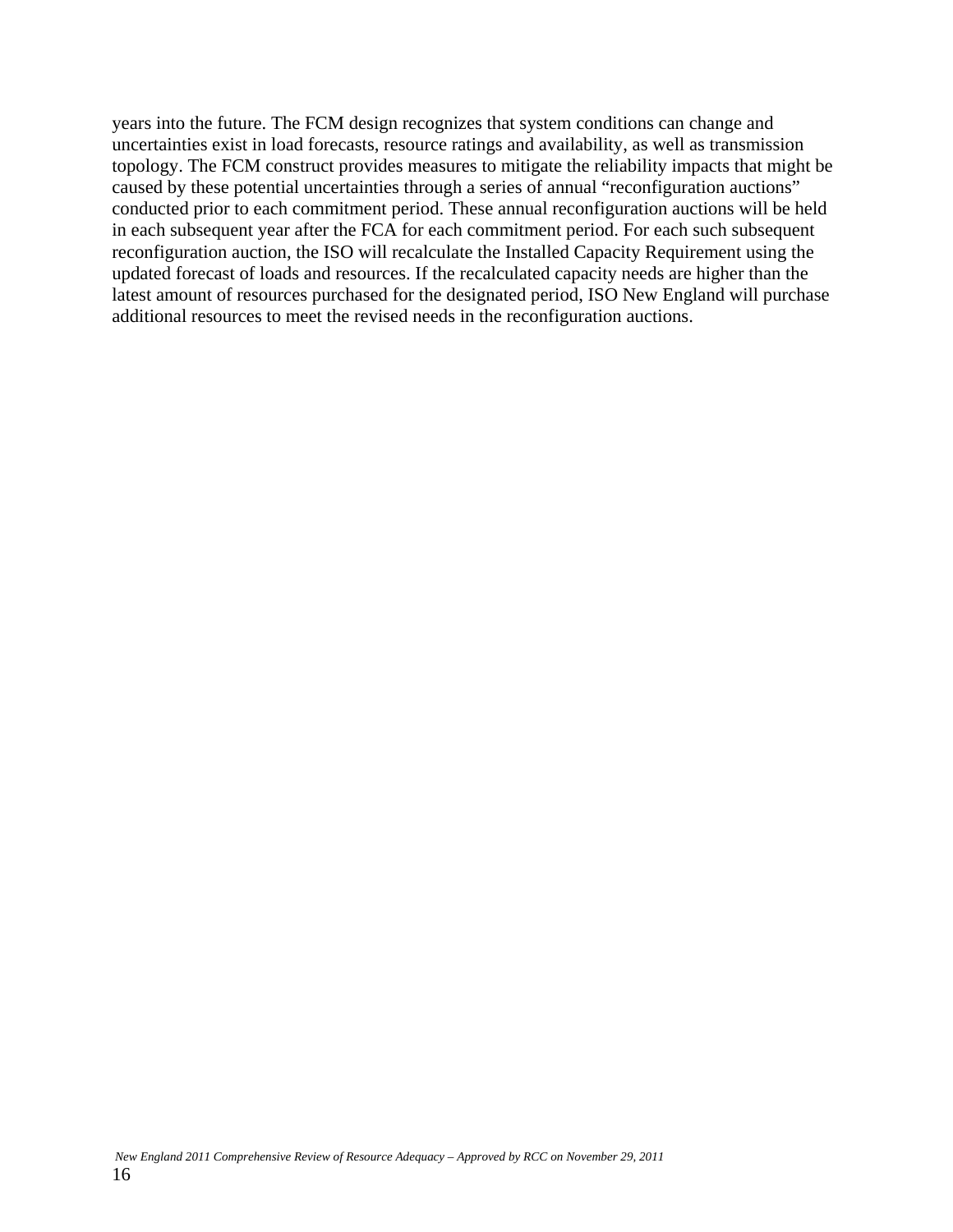years into the future. The FCM design recognizes that system conditions can change and uncertainties exist in load forecasts, resource ratings and availability, as well as transmission topology. The FCM construct provides measures to mitigate the reliability impacts that might be caused by these potential uncertainties through a series of annual "reconfiguration auctions" conducted prior to each commitment period. These annual reconfiguration auctions will be held in each subsequent year after the FCA for each commitment period. For each such subsequent reconfiguration auction, the ISO will recalculate the Installed Capacity Requirement using the updated forecast of loads and resources. If the recalculated capacity needs are higher than the latest amount of resources purchased for the designated period, ISO New England will purchase additional resources to meet the revised needs in the reconfiguration auctions.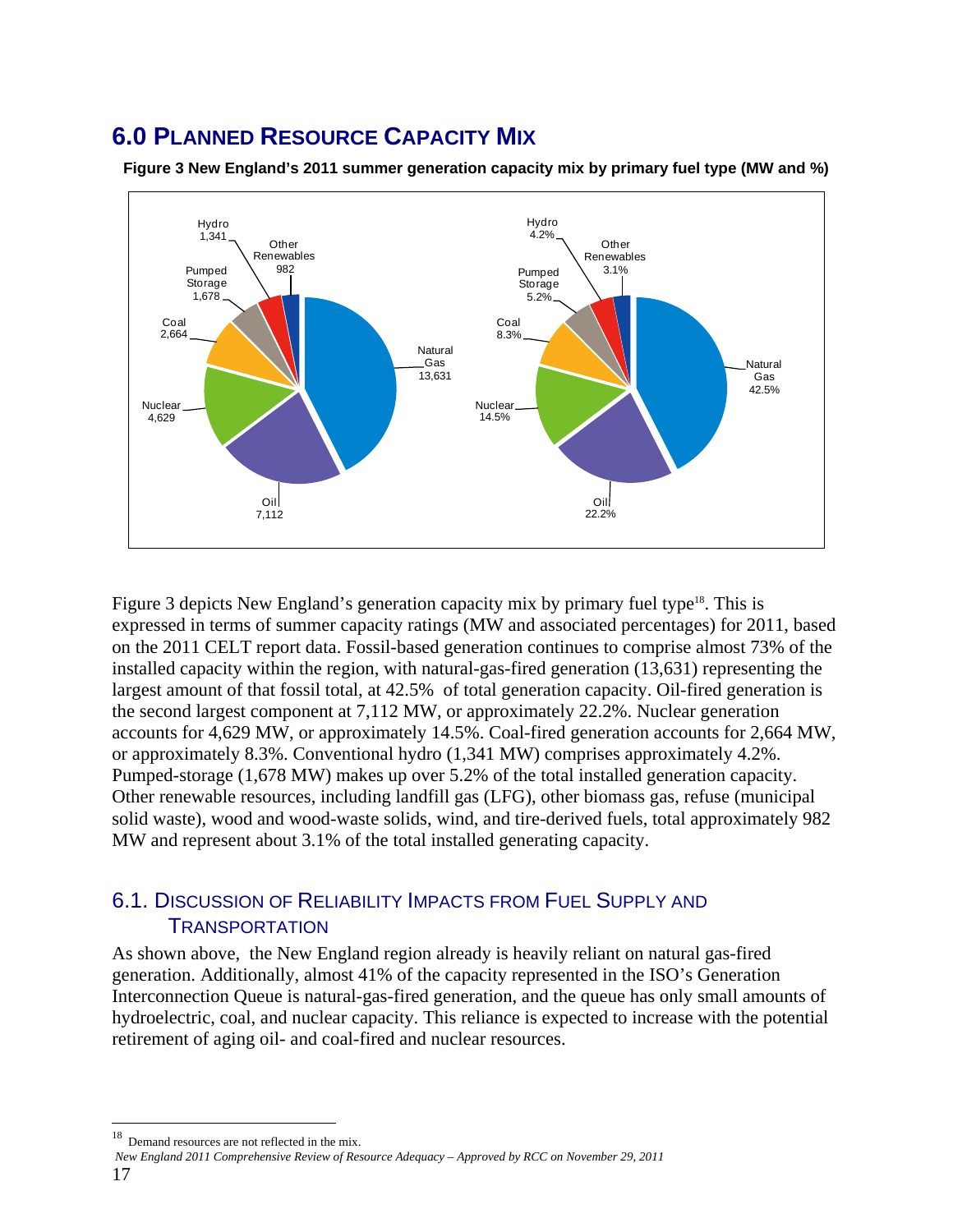# 6.0 Planned Resource Capacity Mix

**Figure 3 New England's 2011 summer generation capacity mix by primary fuel type (MW and %)**

Figure 3 depicts New England's generation capacity mix by primary fuel type[18]. This is expressed in terms of summer capacity ratings (MW and associated percentages) for 2011, based on the 2011 CELT report data. Fossil-based generation continues to comprise almost 73% of the installed capacity within the region, with natural-gas-fired generation (13,631) representing the largest amount of that fossil total, at 42.5% of total generation capacity. Oil-fired generation is the second largest component at 7,112 MW, or approximately 22.2%. Nuclear generation accounts for 4,629 MW, or approximately 14.5%. Coal-fired generation accounts for 2,664 MW, or approximately 8.3%. Conventional hydro (1,341 MW) comprises approximately 4.2%. Pumped-storage (1,678 MW) makes up over 5.2% of the total installed generation capacity. Other renewable resources, including landfill gas (LFG), other biomass gas, refuse (municipal solid waste), wood and wood-waste solids, wind, and tire-derived fuels, total approximately 982 MW and represent about 3.1% of the total installed generating capacity.

## 6.1. Discussion of Reliability Impacts from Fuel Supply and Transportation

As shown above, the New England region already is heavily reliant on natural gas-fired generation. Additionally, almost 41% of the capacity represented in the ISO's Generation Interconnection Queue is natural-gas-fired generation, and the queue has only small amounts of hydroelectric, coal, and nuclear capacity. This reliance is expected to increase with the potential retirement of aging oil- and coal-fired and nuclear resources.

[18] Demand resources are not reflected in the mix.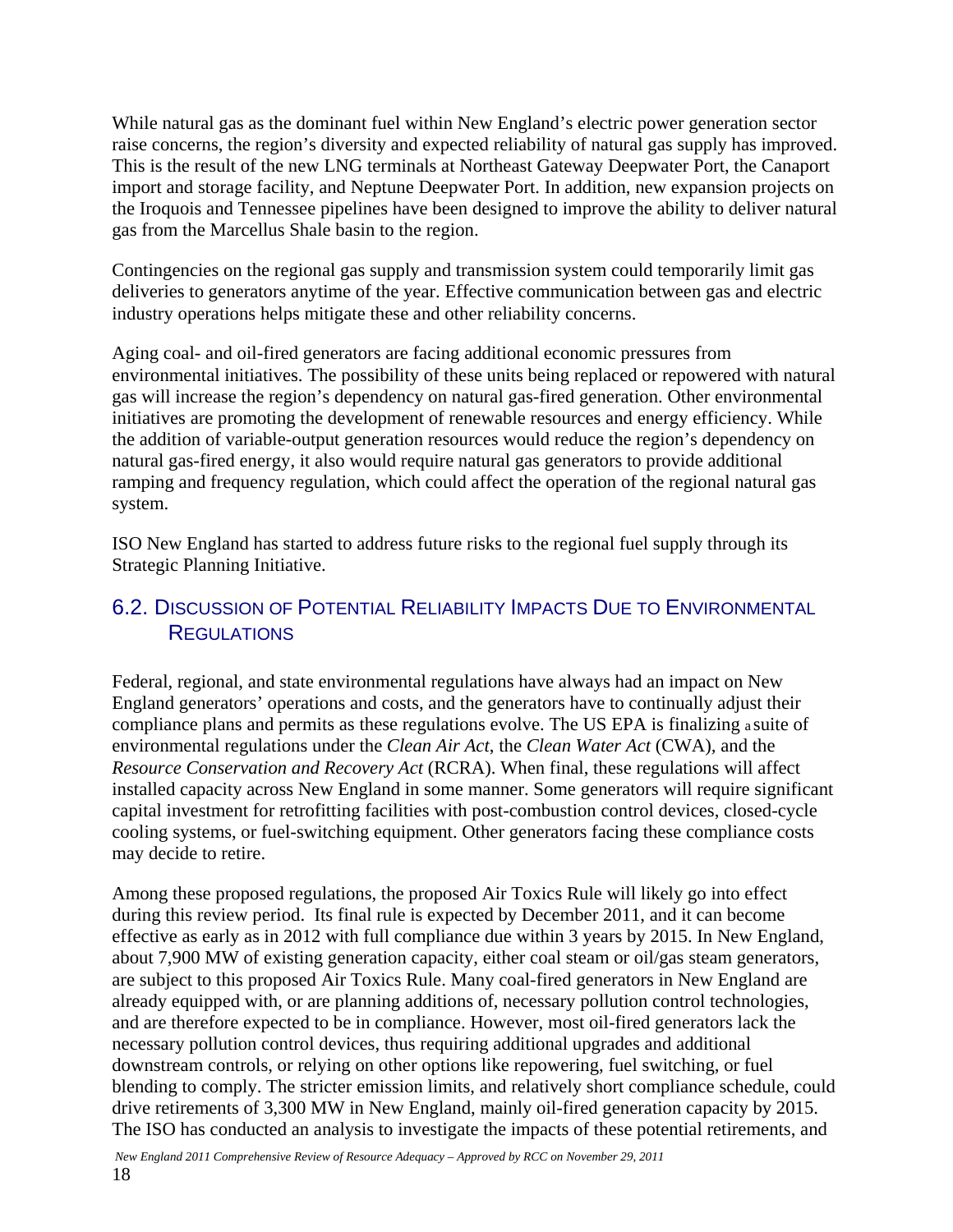While natural gas as the dominant fuel within New England's electric power generation sector raise concerns, the region's diversity and expected reliability of natural gas supply has improved. This is the result of the new LNG terminals at Northeast Gateway Deepwater Port, the Canaport import and storage facility, and Neptune Deepwater Port. In addition, new expansion projects on the Iroquois and Tennessee pipelines have been designed to improve the ability to deliver natural gas from the Marcellus Shale basin to the region.

Contingencies on the regional gas supply and transmission system could temporarily limit gas deliveries to generators anytime of the year. Effective communication between gas and electric industry operations helps mitigate these and other reliability concerns.

Aging coal- and oil-fired generators are facing additional economic pressures from environmental initiatives. The possibility of these units being replaced or repowered with natural gas will increase the region's dependency on natural gas-fired generation. Other environmental initiatives are promoting the development of renewable resources and energy efficiency. While the addition of variable-output generation resources would reduce the region's dependency on natural gas-fired energy, it also would require natural gas generators to provide additional ramping and frequency regulation, which could affect the operation of the regional natural gas system.

ISO New England has started to address future risks to the regional fuel supply through its Strategic Planning Initiative.

## 6.2. Discussion of Potential Reliability Impacts Due to Environmental Regulations

Federal, regional, and state environmental regulations have always had an impact on New England generators' operations and costs, and the generators have to continually adjust their compliance plans and permits as these regulations evolve. The US EPA is finalizing a suite of environmental regulations under the *Clean Air Act*, the *Clean Water Act* (CWA), and the *Resource Conservation and Recovery Act* (RCRA). When final, these regulations will affect installed capacity across New England in some manner. Some generators will require significant capital investment for retrofitting facilities with post-combustion control devices, closed-cycle cooling systems, or fuel-switching equipment. Other generators facing these compliance costs may decide to retire.

Among these proposed regulations, the proposed Air Toxics Rule will likely go into effect during this review period. Its final rule is expected by December 2011, and it can become effective as early as in 2012 with full compliance due within 3 years by 2015. In New England, about 7,900 MW of existing generation capacity, either coal steam or oil/gas steam generators, are subject to this proposed Air Toxics Rule. Many coal-fired generators in New England are already equipped with, or are planning additions of, necessary pollution control technologies, and are therefore expected to be in compliance. However, most oil-fired generators lack the necessary pollution control devices, thus requiring additional upgrades and additional downstream controls, or relying on other options like repowering, fuel switching, or fuel blending to comply. The stricter emission limits, and relatively short compliance schedule, could drive retirements of 3,300 MW in New England, mainly oil-fired generation capacity by 2015. The ISO has conducted an analysis to investigate the impacts of these potential retirements, and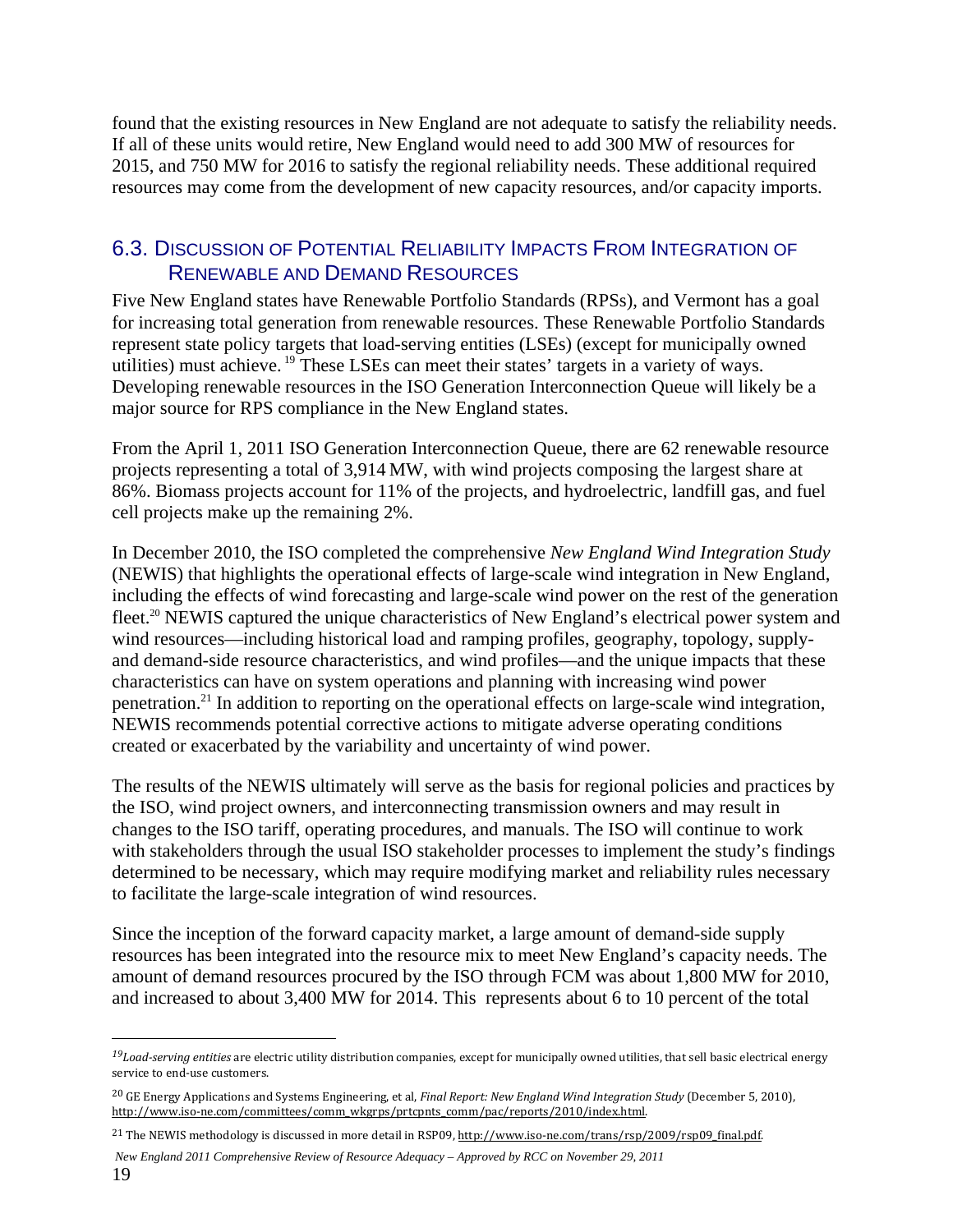found that the existing resources in New England are not adequate to satisfy the reliability needs. If all of these units would retire, New England would need to add 300 MW of resources for 2015, and 750 MW for 2016 to satisfy the regional reliability needs. These additional required resources may come from the development of new capacity resources, and/or capacity imports.

## 6.3. Discussion of Potential Reliability Impacts From Integration of Renewable and Demand Resources

Five New England states have Renewable Portfolio Standards (RPSs), and Vermont has a goal for increasing total generation from renewable resources. These Renewable Portfolio Standards represent state policy targets that load-serving entities (LSEs) (except for municipally owned utilities) must achieve.[19] These LSEs can meet their states' targets in a variety of ways. Developing renewable resources in the ISO Generation Interconnection Queue will likely be a major source for RPS compliance in the New England states.

From the April 1, 2011 ISO Generation Interconnection Queue, there are 62 renewable resource projects representing a total of 3,914 MW, with wind projects composing the largest share at 86%. Biomass projects account for 11% of the projects, and hydroelectric, landfill gas, and fuel cell projects make up the remaining 2%.

In December 2010, the ISO completed the comprehensive *New England Wind Integration Study* (NEWIS) that highlights the operational effects of large-scale wind integration in New England, including the effects of wind forecasting and large-scale wind power on the rest of the generation fleet.[20] NEWIS captured the unique characteristics of New England's electrical power system and wind resources—including historical load and ramping profiles, geography, topology, supply- and demand-side resource characteristics, and wind profiles—and the unique impacts that these characteristics can have on system operations and planning with increasing wind power penetration.[21] In addition to reporting on the operational effects on large-scale wind integration, NEWIS recommends potential corrective actions to mitigate adverse operating conditions created or exacerbated by the variability and uncertainty of wind power.

The results of the NEWIS ultimately will serve as the basis for regional policies and practices by the ISO, wind project owners, and interconnecting transmission owners and may result in changes to the ISO tariff, operating procedures, and manuals. The ISO will continue to work with stakeholders through the usual ISO stakeholder processes to implement the study's findings determined to be necessary, which may require modifying market and reliability rules necessary to facilitate the large-scale integration of wind resources.

Since the inception of the forward capacity market, a large amount of demand-side supply resources has been integrated into the resource mix to meet New England's capacity needs. The amount of demand resources procured by the ISO through FCM was about 1,800 MW for 2010, and increased to about 3,400 MW for 2014. This represents about 6 to 10 percent of the total

---

[19] *Load-serving entities* are electric utility distribution companies, except for municipally owned utilities, that sell basic electrical energy service to end-use customers.

[20] GE Energy Applications and Systems Engineering, et al, *Final Report: New England Wind Integration Study* (December 5, 2010), http://www.iso-ne.com/committees/comm_wkgrps/prtcpnts_comm/pac/reports/2010/index.html.

[21] The NEWIS methodology is discussed in more detail in RSP09, http://www.iso-ne.com/trans/rsp/2009/rsp09_final.pdf.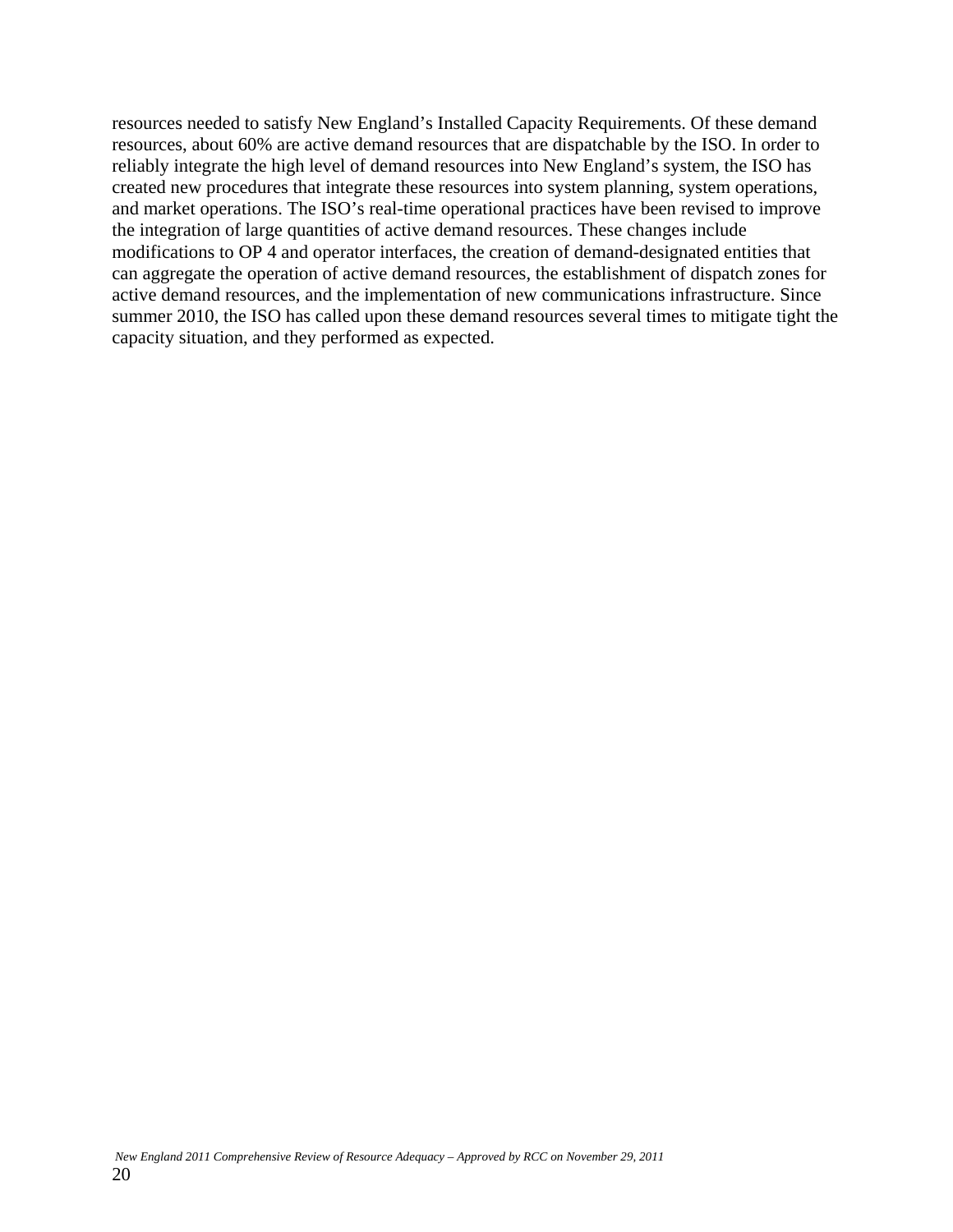resources needed to satisfy New England's Installed Capacity Requirements. Of these demand resources, about 60% are active demand resources that are dispatchable by the ISO. In order to reliably integrate the high level of demand resources into New England's system, the ISO has created new procedures that integrate these resources into system planning, system operations, and market operations. The ISO's real-time operational practices have been revised to improve the integration of large quantities of active demand resources. These changes include modifications to OP 4 and operator interfaces, the creation of demand-designated entities that can aggregate the operation of active demand resources, the establishment of dispatch zones for active demand resources, and the implementation of new communications infrastructure. Since summer 2010, the ISO has called upon these demand resources several times to mitigate tight the capacity situation, and they performed as expected.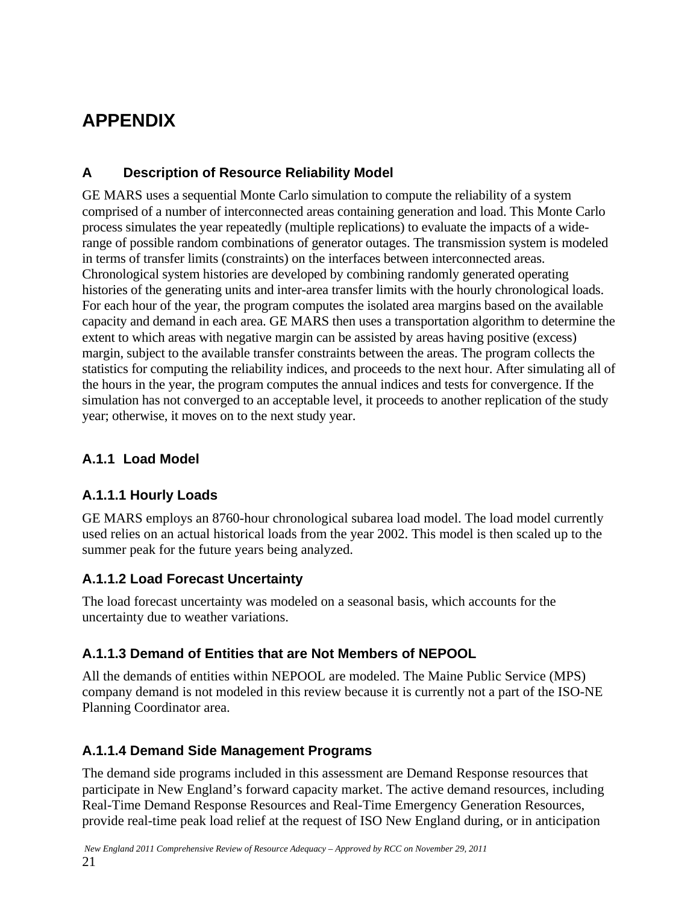# APPENDIX

## A Description of Resource Reliability Model

GE MARS uses a sequential Monte Carlo simulation to compute the reliability of a system comprised of a number of interconnected areas containing generation and load. This Monte Carlo process simulates the year repeatedly (multiple replications) to evaluate the impacts of a wide-range of possible random combinations of generator outages. The transmission system is modeled in terms of transfer limits (constraints) on the interfaces between interconnected areas. Chronological system histories are developed by combining randomly generated operating histories of the generating units and inter-area transfer limits with the hourly chronological loads. For each hour of the year, the program computes the isolated area margins based on the available capacity and demand in each area. GE MARS then uses a transportation algorithm to determine the extent to which areas with negative margin can be assisted by areas having positive (excess) margin, subject to the available transfer constraints between the areas. The program collects the statistics for computing the reliability indices, and proceeds to the next hour. After simulating all of the hours in the year, the program computes the annual indices and tests for convergence. If the simulation has not converged to an acceptable level, it proceeds to another replication of the study year; otherwise, it moves on to the next study year.

### A.1.1 Load Model

#### A.1.1.1 Hourly Loads

GE MARS employs an 8760-hour chronological subarea load model. The load model currently used relies on an actual historical loads from the year 2002. This model is then scaled up to the summer peak for the future years being analyzed.

#### A.1.1.2 Load Forecast Uncertainty

The load forecast uncertainty was modeled on a seasonal basis, which accounts for the uncertainty due to weather variations.

#### A.1.1.3 Demand of Entities that are Not Members of NEPOOL

All the demands of entities within NEPOOL are modeled. The Maine Public Service (MPS) company demand is not modeled in this review because it is currently not a part of the ISO-NE Planning Coordinator area.

#### A.1.1.4 Demand Side Management Programs

The demand side programs included in this assessment are Demand Response resources that participate in New England's forward capacity market. The active demand resources, including Real-Time Demand Response Resources and Real-Time Emergency Generation Resources, provide real-time peak load relief at the request of ISO New England during, or in anticipation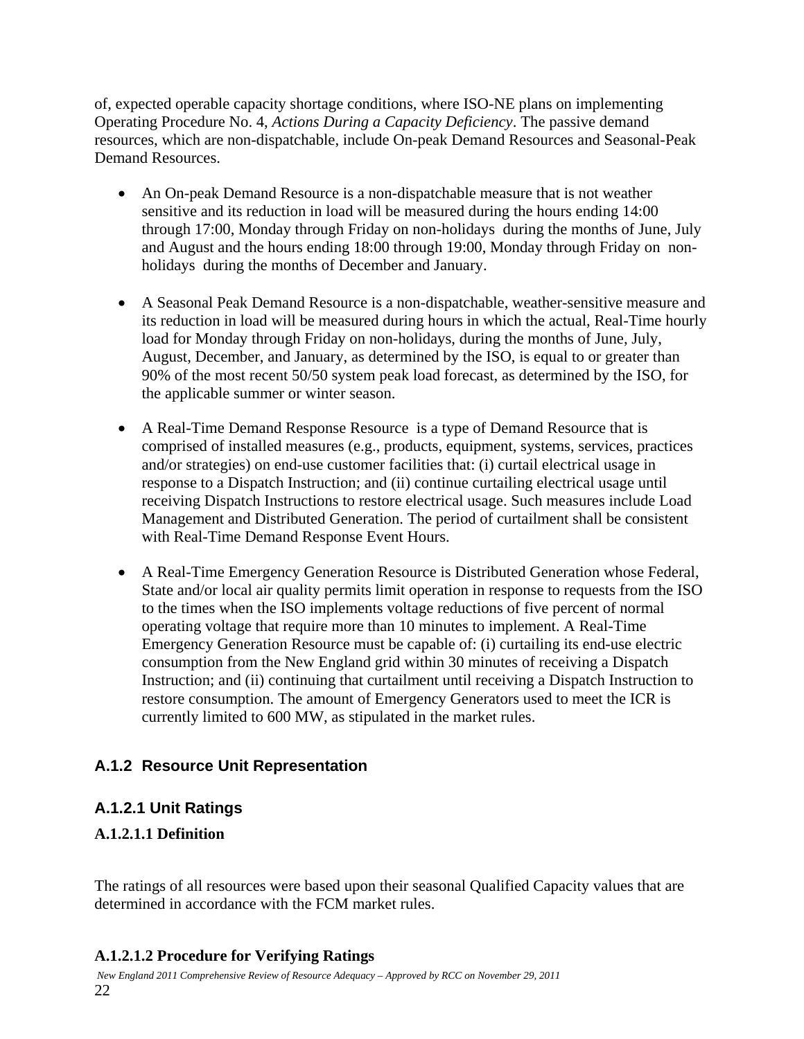of, expected operable capacity shortage conditions, where ISO-NE plans on implementing Operating Procedure No. 4, *Actions During a Capacity Deficiency*. The passive demand resources, which are non-dispatchable, include On-peak Demand Resources and Seasonal-Peak Demand Resources.

- An On-peak Demand Resource is a non-dispatchable measure that is not weather sensitive and its reduction in load will be measured during the hours ending 14:00 through 17:00, Monday through Friday on non-holidays during the months of June, July and August and the hours ending 18:00 through 19:00, Monday through Friday on non-holidays during the months of December and January.

- A Seasonal Peak Demand Resource is a non-dispatchable, weather-sensitive measure and its reduction in load will be measured during hours in which the actual, Real-Time hourly load for Monday through Friday on non-holidays, during the months of June, July, August, December, and January, as determined by the ISO, is equal to or greater than 90% of the most recent 50/50 system peak load forecast, as determined by the ISO, for the applicable summer or winter season.

- A Real-Time Demand Response Resource is a type of Demand Resource that is comprised of installed measures (e.g., products, equipment, systems, services, practices and/or strategies) on end-use customer facilities that: (i) curtail electrical usage in response to a Dispatch Instruction; and (ii) continue curtailing electrical usage until receiving Dispatch Instructions to restore electrical usage. Such measures include Load Management and Distributed Generation. The period of curtailment shall be consistent with Real-Time Demand Response Event Hours.

- A Real-Time Emergency Generation Resource is Distributed Generation whose Federal, State and/or local air quality permits limit operation in response to requests from the ISO to the times when the ISO implements voltage reductions of five percent of normal operating voltage that require more than 10 minutes to implement. A Real-Time Emergency Generation Resource must be capable of: (i) curtailing its end-use electric consumption from the New England grid within 30 minutes of receiving a Dispatch Instruction; and (ii) continuing that curtailment until receiving a Dispatch Instruction to restore consumption. The amount of Emergency Generators used to meet the ICR is currently limited to 600 MW, as stipulated in the market rules.

## A.1.2 Resource Unit Representation

### A.1.2.1 Unit Ratings

#### A.1.2.1.1 Definition

The ratings of all resources were based upon their seasonal Qualified Capacity values that are determined in accordance with the FCM market rules.

#### A.1.2.1.2 Procedure for Verifying Ratings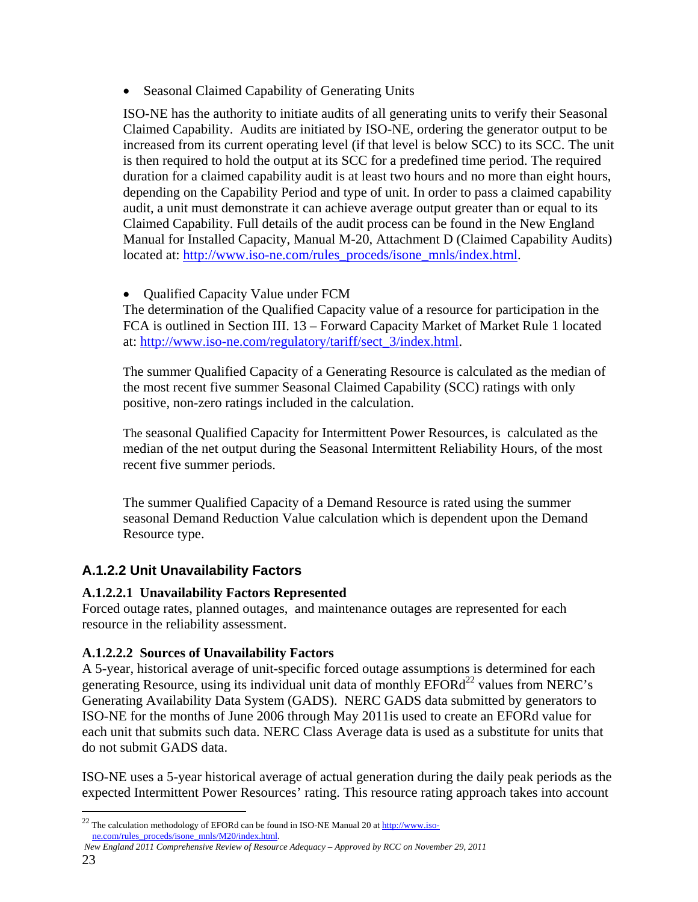- Seasonal Claimed Capability of Generating Units

  ISO-NE has the authority to initiate audits of all generating units to verify their Seasonal Claimed Capability. Audits are initiated by ISO-NE, ordering the generator output to be increased from its current operating level (if that level is below SCC) to its SCC. The unit is then required to hold the output at its SCC for a predefined time period. The required duration for a claimed capability audit is at least two hours and no more than eight hours, depending on the Capability Period and type of unit. In order to pass a claimed capability audit, a unit must demonstrate it can achieve average output greater than or equal to its Claimed Capability. Full details of the audit process can be found in the New England Manual for Installed Capacity, Manual M-20, Attachment D (Claimed Capability Audits) located at: http://www.iso-ne.com/rules_proceds/isone_mnls/index.html.

- Qualified Capacity Value under FCM

  The determination of the Qualified Capacity value of a resource for participation in the FCA is outlined in Section III. 13 – Forward Capacity Market of Market Rule 1 located at: http://www.iso-ne.com/regulatory/tariff/sect_3/index.html.

  The summer Qualified Capacity of a Generating Resource is calculated as the median of the most recent five summer Seasonal Claimed Capability (SCC) ratings with only positive, non-zero ratings included in the calculation.

  The seasonal Qualified Capacity for Intermittent Power Resources, is calculated as the median of the net output during the Seasonal Intermittent Reliability Hours, of the most recent five summer periods.

  The summer Qualified Capacity of a Demand Resource is rated using the summer seasonal Demand Reduction Value calculation which is dependent upon the Demand Resource type.

### A.1.2.2 Unit Unavailability Factors

#### A.1.2.2.1 Unavailability Factors Represented

Forced outage rates, planned outages, and maintenance outages are represented for each resource in the reliability assessment.

#### A.1.2.2.2 Sources of Unavailability Factors

A 5-year, historical average of unit-specific forced outage assumptions is determined for each generating Resource, using its individual unit data of monthly EFORd[22] values from NERC's Generating Availability Data System (GADS). NERC GADS data submitted by generators to ISO-NE for the months of June 2006 through May 2011is used to create an EFORd value for each unit that submits such data. NERC Class Average data is used as a substitute for units that do not submit GADS data.

ISO-NE uses a 5-year historical average of actual generation during the daily peak periods as the expected Intermittent Power Resources' rating. This resource rating approach takes into account

[22] The calculation methodology of EFORd can be found in ISO-NE Manual 20 at http://www.iso-ne.com/rules_proceds/isone_mnls/M20/index.html.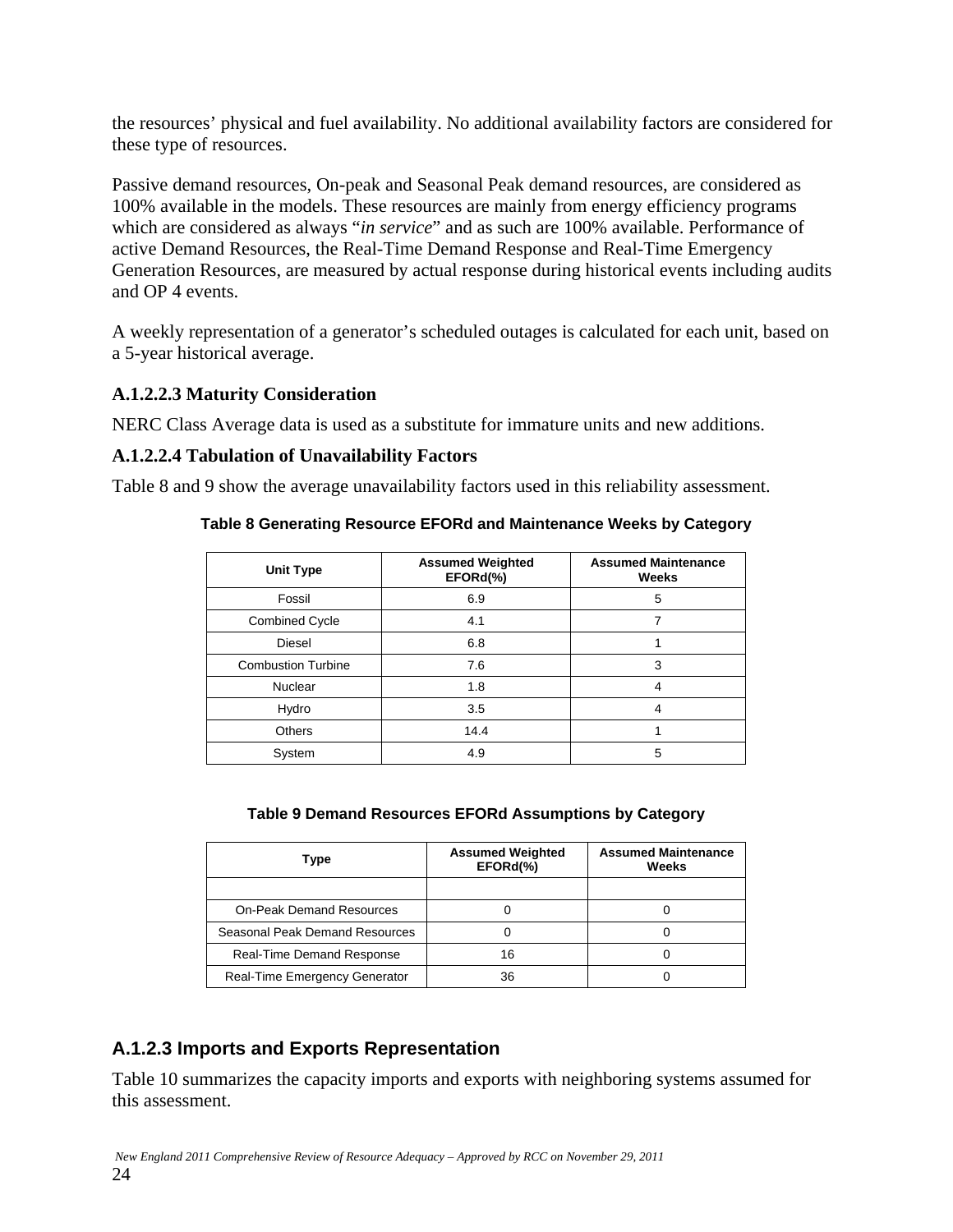the resources' physical and fuel availability. No additional availability factors are considered for these type of resources.

Passive demand resources, On-peak and Seasonal Peak demand resources, are considered as 100% available in the models. These resources are mainly from energy efficiency programs which are considered as always "*in service*" and as such are 100% available. Performance of active Demand Resources, the Real-Time Demand Response and Real-Time Emergency Generation Resources, are measured by actual response during historical events including audits and OP 4 events.

A weekly representation of a generator's scheduled outages is calculated for each unit, based on a 5-year historical average.

#### A.1.2.2.3 Maturity Consideration

NERC Class Average data is used as a substitute for immature units and new additions.

#### A.1.2.2.4 Tabulation of Unavailability Factors

Table 8 and 9 show the average unavailability factors used in this reliability assessment.

**Table 8 Generating Resource EFORd and Maintenance Weeks by Category**

| Unit Type | Assumed Weighted EFORd(%) | Assumed Maintenance Weeks |
|---|---|---|
| Fossil | 6.9 | 5 |
| Combined Cycle | 4.1 | 7 |
| Diesel | 6.8 | 1 |
| Combustion Turbine | 7.6 | 3 |
| Nuclear | 1.8 | 4 |
| Hydro | 3.5 | 4 |
| Others | 14.4 | 1 |
| System | 4.9 | 5 |

**Table 9 Demand Resources EFORd Assumptions by Category**

| Type | Assumed Weighted EFORd(%) | Assumed Maintenance Weeks |
|---|---|---|
| | | |
| On-Peak Demand Resources | 0 | 0 |
| Seasonal Peak Demand Resources | 0 | 0 |
| Real-Time Demand Response | 16 | 0 |
| Real-Time Emergency Generator | 36 | 0 |

### A.1.2.3 Imports and Exports Representation

Table 10 summarizes the capacity imports and exports with neighboring systems assumed for this assessment.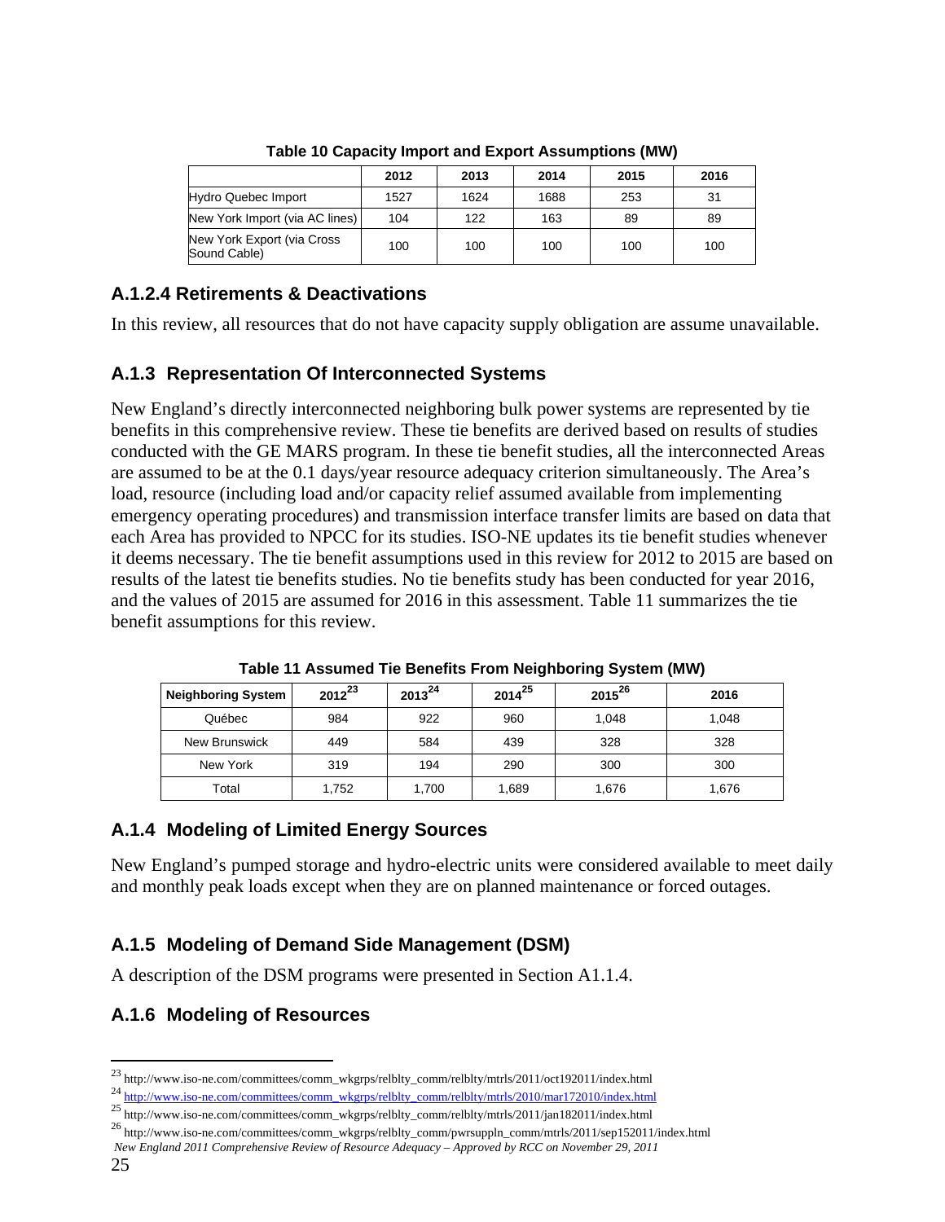**Table 10 Capacity Import and Export Assumptions (MW)**

| | 2012 | 2013 | 2014 | 2015 | 2016 |
|---|---|---|---|---|---|
| Hydro Quebec Import | 1527 | 1624 | 1688 | 253 | 31 |
| New York Import (via AC lines) | 104 | 122 | 163 | 89 | 89 |
| New York Export (via Cross Sound Cable) | 100 | 100 | 100 | 100 | 100 |

### A.1.2.4 Retirements & Deactivations

In this review, all resources that do not have capacity supply obligation are assume unavailable.

## A.1.3 Representation Of Interconnected Systems

New England's directly interconnected neighboring bulk power systems are represented by tie benefits in this comprehensive review. These tie benefits are derived based on results of studies conducted with the GE MARS program. In these tie benefit studies, all the interconnected Areas are assumed to be at the 0.1 days/year resource adequacy criterion simultaneously. The Area's load, resource (including load and/or capacity relief assumed available from implementing emergency operating procedures) and transmission interface transfer limits are based on data that each Area has provided to NPCC for its studies. ISO-NE updates its tie benefit studies whenever it deems necessary. The tie benefit assumptions used in this review for 2012 to 2015 are based on results of the latest tie benefits studies. No tie benefits study has been conducted for year 2016, and the values of 2015 are assumed for 2016 in this assessment. Table 11 summarizes the tie benefit assumptions for this review.

**Table 11 Assumed Tie Benefits From Neighboring System (MW)**

| Neighboring System | 2012[23] | 2013[24] | 2014[25] | 2015[26] | 2016 |
|---|---|---|---|---|---|
| Québec | 984 | 922 | 960 | 1,048 | 1,048 |
| New Brunswick | 449 | 584 | 439 | 328 | 328 |
| New York | 319 | 194 | 290 | 300 | 300 |
| Total | 1,752 | 1,700 | 1,689 | 1,676 | 1,676 |

## A.1.4 Modeling of Limited Energy Sources

New England's pumped storage and hydro-electric units were considered available to meet daily and monthly peak loads except when they are on planned maintenance or forced outages.

## A.1.5 Modeling of Demand Side Management (DSM)

A description of the DSM programs were presented in Section A1.1.4.

## A.1.6 Modeling of Resources

---

[23] http://www.iso-ne.com/committees/comm_wkgrps/relblty_comm/relblty/mtrls/2011/oct192011/index.html

[24] http://www.iso-ne.com/committees/comm_wkgrps/relblty_comm/relblty/mtrls/2010/mar172010/index.html

[25] http://www.iso-ne.com/committees/comm_wkgrps/relblty_comm/relblty/mtrls/2011/jan182011/index.html

[26] http://www.iso-ne.com/committees/comm_wkgrps/relblty_comm/pwrsuppln_comm/mtrls/2011/sep152011/index.html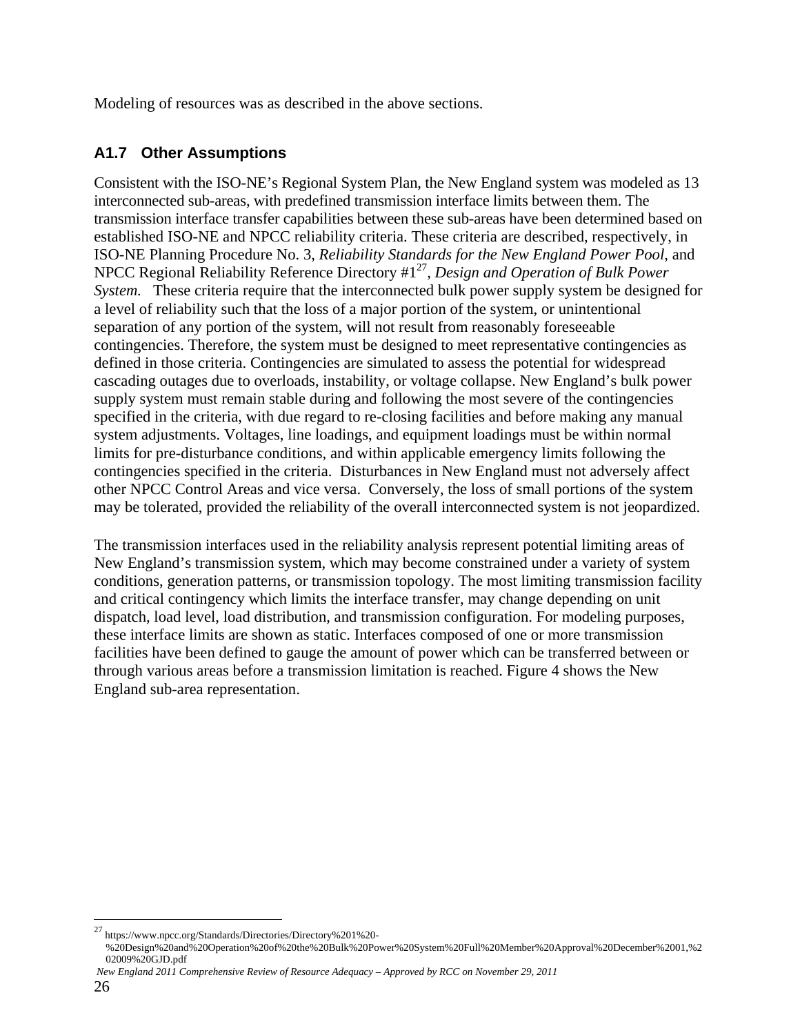Modeling of resources was as described in the above sections.

### A1.7 Other Assumptions

Consistent with the ISO-NE's Regional System Plan, the New England system was modeled as 13 interconnected sub-areas, with predefined transmission interface limits between them. The transmission interface transfer capabilities between these sub-areas have been determined based on established ISO-NE and NPCC reliability criteria. These criteria are described, respectively, in ISO-NE Planning Procedure No. 3, *Reliability Standards for the New England Power Pool*, and NPCC Regional Reliability Reference Directory #1[27], *Design and Operation of Bulk Power System.* These criteria require that the interconnected bulk power supply system be designed for a level of reliability such that the loss of a major portion of the system, or unintentional separation of any portion of the system, will not result from reasonably foreseeable contingencies. Therefore, the system must be designed to meet representative contingencies as defined in those criteria. Contingencies are simulated to assess the potential for widespread cascading outages due to overloads, instability, or voltage collapse. New England's bulk power supply system must remain stable during and following the most severe of the contingencies specified in the criteria, with due regard to re-closing facilities and before making any manual system adjustments. Voltages, line loadings, and equipment loadings must be within normal limits for pre-disturbance conditions, and within applicable emergency limits following the contingencies specified in the criteria. Disturbances in New England must not adversely affect other NPCC Control Areas and vice versa. Conversely, the loss of small portions of the system may be tolerated, provided the reliability of the overall interconnected system is not jeopardized.

The transmission interfaces used in the reliability analysis represent potential limiting areas of New England's transmission system, which may become constrained under a variety of system conditions, generation patterns, or transmission topology. The most limiting transmission facility and critical contingency which limits the interface transfer, may change depending on unit dispatch, load level, load distribution, and transmission configuration. For modeling purposes, these interface limits are shown as static. Interfaces composed of one or more transmission facilities have been defined to gauge the amount of power which can be transferred between or through various areas before a transmission limitation is reached. Figure 4 shows the New England sub-area representation.

---

[27] https://www.npcc.org/Standards/Directories/Directory%201%20-%20Design%20and%20Operation%20of%20the%20Bulk%20Power%20System%20Full%20Member%20Approval%20December%2001,%202009%20GJD.pdf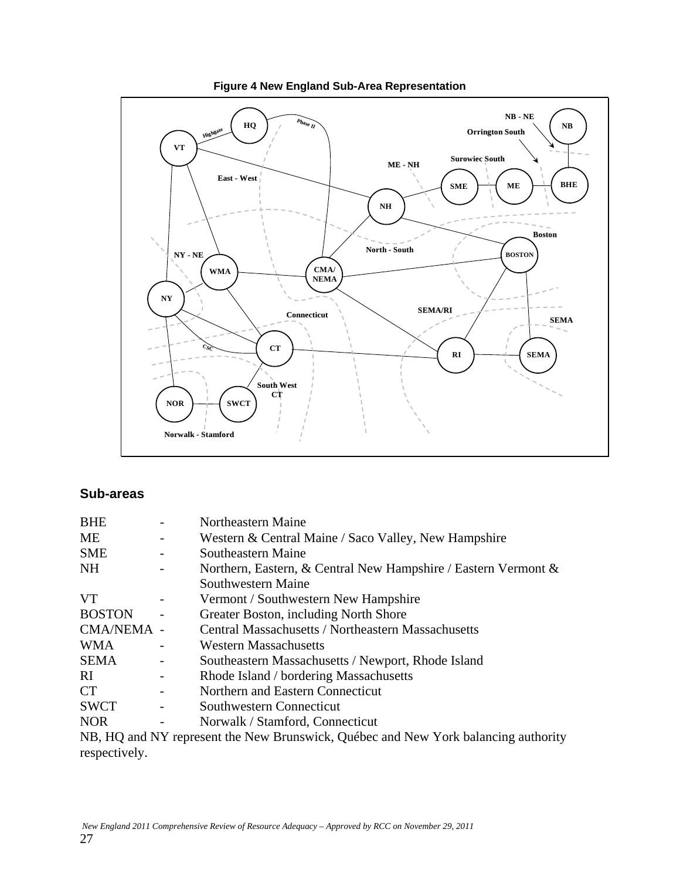**Figure 4 New England Sub-Area Representation**

## Sub-areas

| | | |
|---|---|---|
| BHE | - | Northeastern Maine |
| ME | - | Western & Central Maine / Saco Valley, New Hampshire |
| SME | - | Southeastern Maine |
| NH | - | Northern, Eastern, & Central New Hampshire / Eastern Vermont & Southwestern Maine |
| VT | - | Vermont / Southwestern New Hampshire |
| BOSTON | - | Greater Boston, including North Shore |
| CMA/NEMA | - | Central Massachusetts / Northeastern Massachusetts |
| WMA | - | Western Massachusetts |
| SEMA | - | Southeastern Massachusetts / Newport, Rhode Island |
| RI | - | Rhode Island / bordering Massachusetts |
| CT | - | Northern and Eastern Connecticut |
| SWCT | - | Southwestern Connecticut |
| NOR | - | Norwalk / Stamford, Connecticut |

NB, HQ and NY represent the New Brunswick, Québec and New York balancing authority respectively.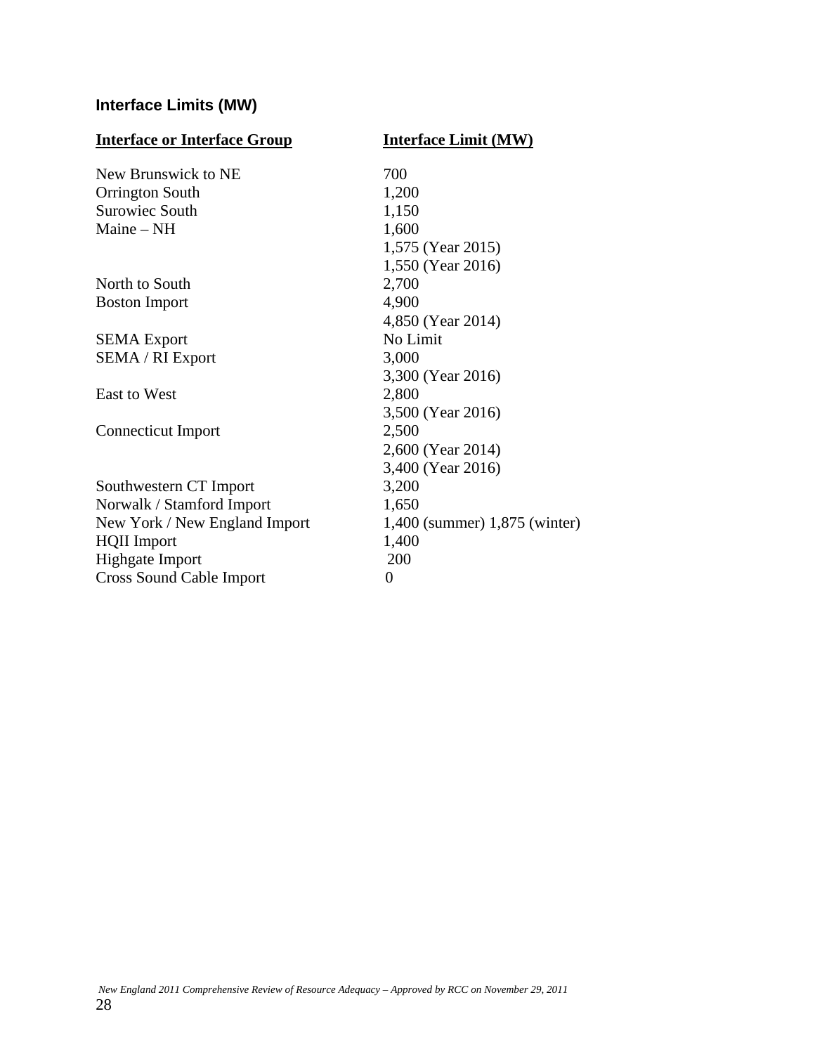### Interface Limits (MW)

| Interface or Interface Group | Interface Limit (MW) |
|---|---|
| New Brunswick to NE | 700 |
| Orrington South | 1,200 |
| Surowiec South | 1,150 |
| Maine – NH | 1,600<br>1,575 (Year 2015)<br>1,550 (Year 2016) |
| North to South | 2,700 |
| Boston Import | 4,900<br>4,850 (Year 2014) |
| SEMA Export | No Limit |
| SEMA / RI Export | 3,000<br>3,300 (Year 2016) |
| East to West | 2,800<br>3,500 (Year 2016) |
| Connecticut Import | 2,500<br>2,600 (Year 2014)<br>3,400 (Year 2016) |
| Southwestern CT Import | 3,200 |
| Norwalk / Stamford Import | 1,650 |
| New York / New England Import | 1,400 (summer) 1,875 (winter) |
| HQII Import | 1,400 |
| Highgate Import | 200 |
| Cross Sound Cable Import | 0 |

*New England 2011 Comprehensive Review of Resource Adequacy – Approved by RCC on November 29, 2011*